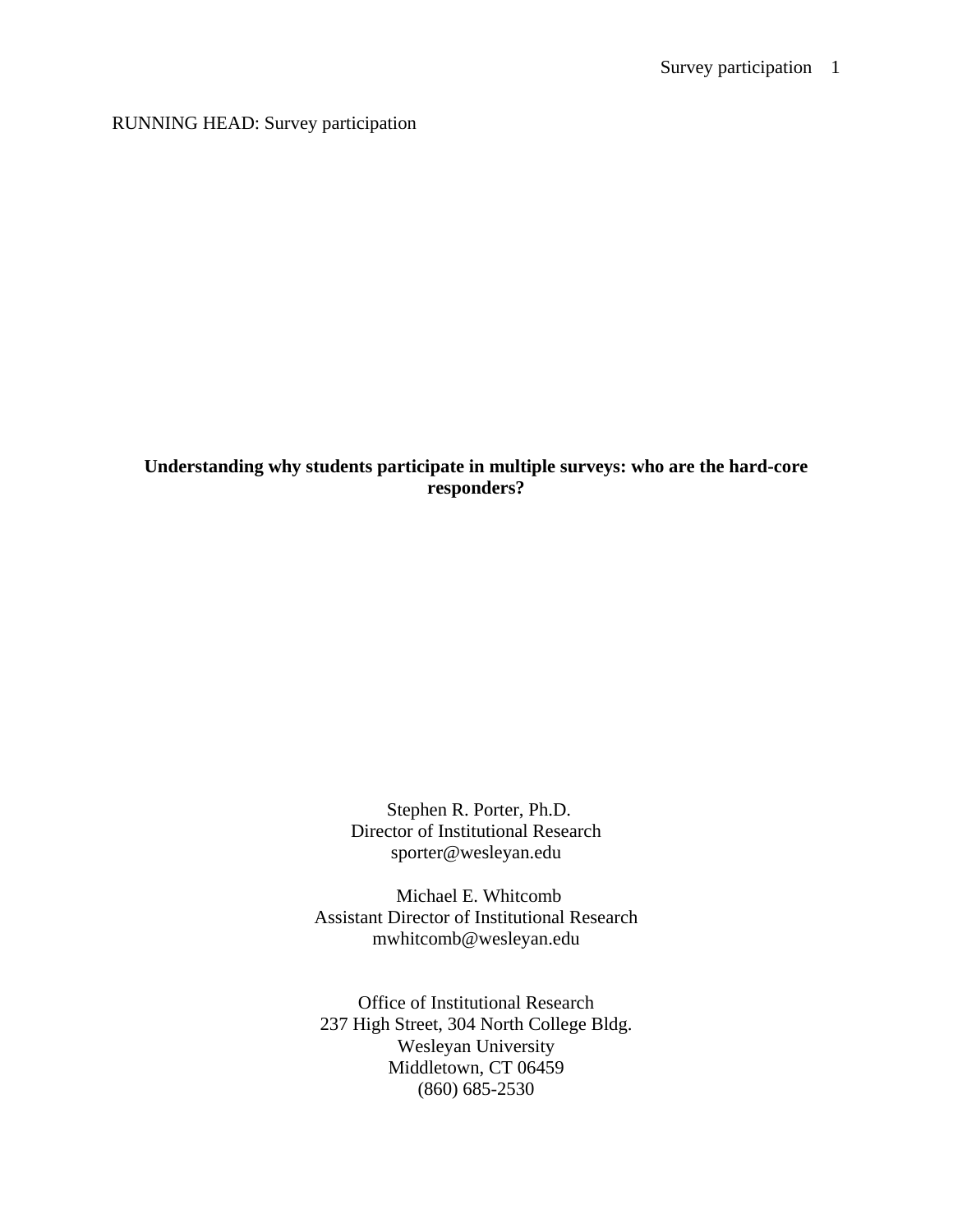RUNNING HEAD: Survey participation

# Understanding why students participate in multiple surveys: who are the hard-core responders?

Stephen R. Porter, Ph.D.
Director of Institutional Research
sporter@wesleyan.edu

Michael E. Whitcomb
Assistant Director of Institutional Research
mwhitcomb@wesleyan.edu

Office of Institutional Research
237 High Street, 304 North College Bldg.
Wesleyan University
Middletown, CT 06459
(860) 685-2530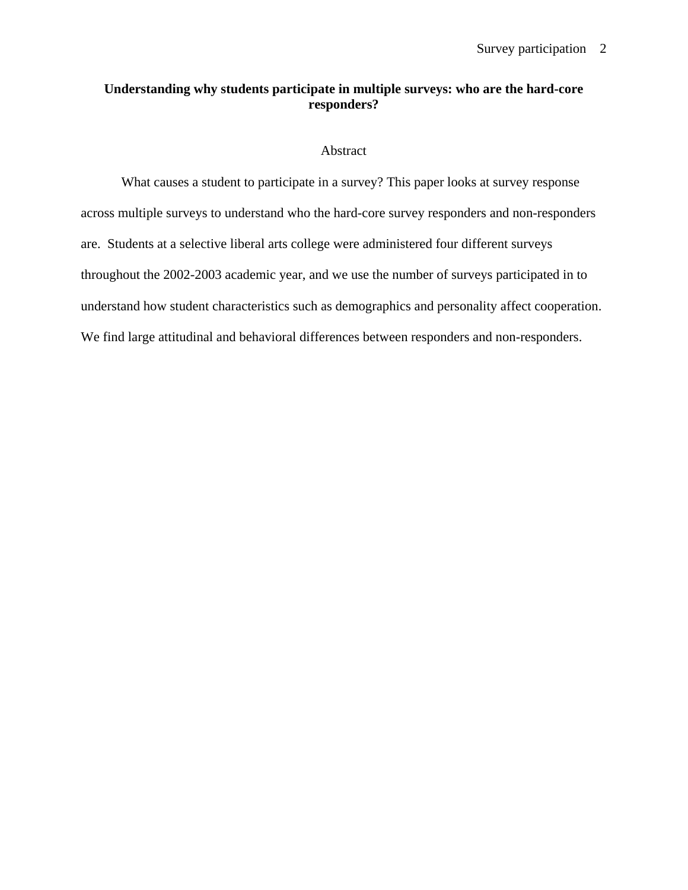# Understanding why students participate in multiple surveys: who are the hard-core responders?

## Abstract

What causes a student to participate in a survey? This paper looks at survey response across multiple surveys to understand who the hard-core survey responders and non-responders are. Students at a selective liberal arts college were administered four different surveys throughout the 2002-2003 academic year, and we use the number of surveys participated in to understand how student characteristics such as demographics and personality affect cooperation. We find large attitudinal and behavioral differences between responders and non-responders.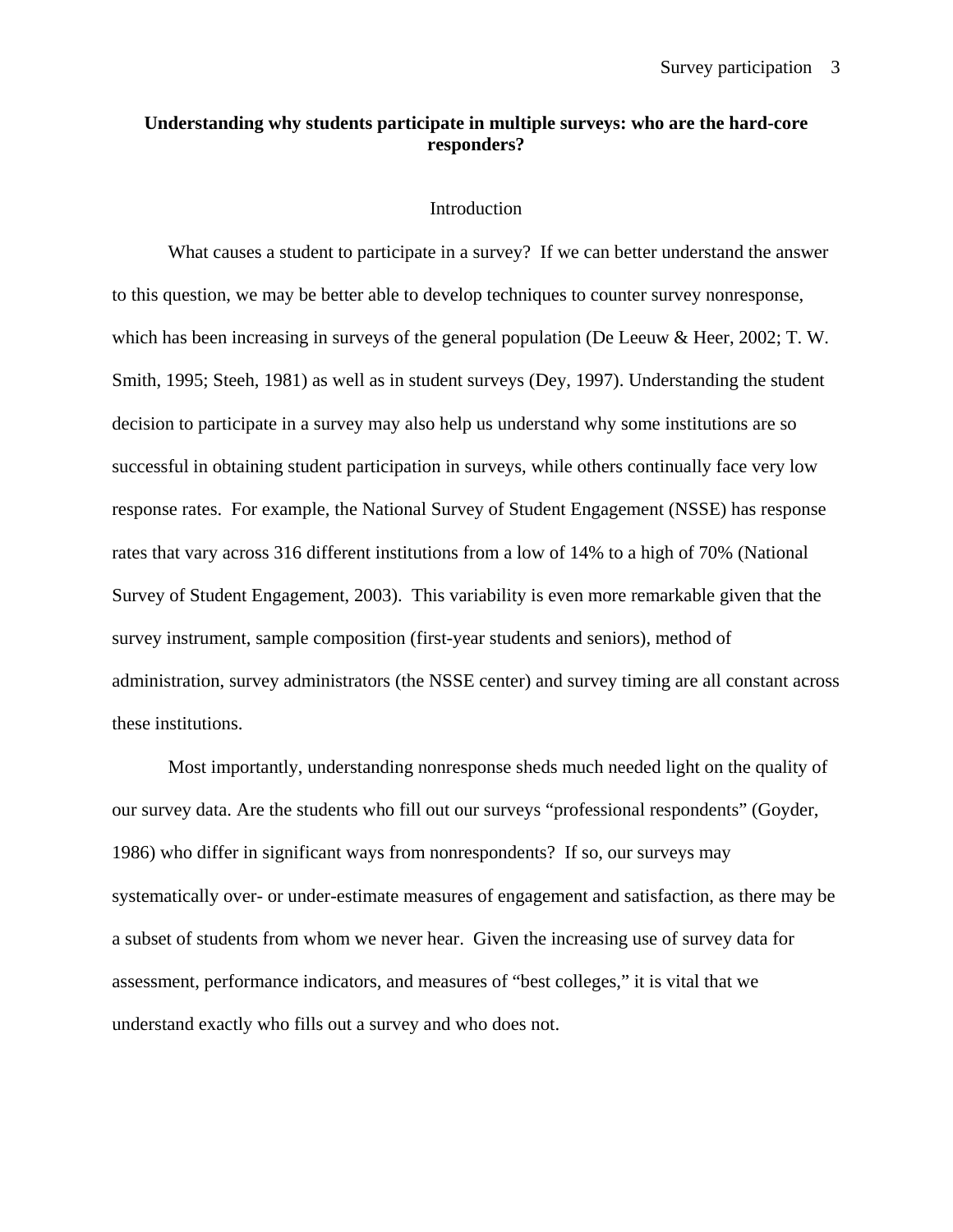# **Understanding why students participate in multiple surveys: who are the hard-core responders?**

## Introduction

What causes a student to participate in a survey? If we can better understand the answer to this question, we may be better able to develop techniques to counter survey nonresponse, which has been increasing in surveys of the general population (De Leeuw & Heer, 2002; T. W. Smith, 1995; Steeh, 1981) as well as in student surveys (Dey, 1997). Understanding the student decision to participate in a survey may also help us understand why some institutions are so successful in obtaining student participation in surveys, while others continually face very low response rates. For example, the National Survey of Student Engagement (NSSE) has response rates that vary across 316 different institutions from a low of 14% to a high of 70% (National Survey of Student Engagement, 2003). This variability is even more remarkable given that the survey instrument, sample composition (first-year students and seniors), method of administration, survey administrators (the NSSE center) and survey timing are all constant across these institutions.

Most importantly, understanding nonresponse sheds much needed light on the quality of our survey data. Are the students who fill out our surveys "professional respondents" (Goyder, 1986) who differ in significant ways from nonrespondents? If so, our surveys may systematically over- or under-estimate measures of engagement and satisfaction, as there may be a subset of students from whom we never hear. Given the increasing use of survey data for assessment, performance indicators, and measures of "best colleges," it is vital that we understand exactly who fills out a survey and who does not.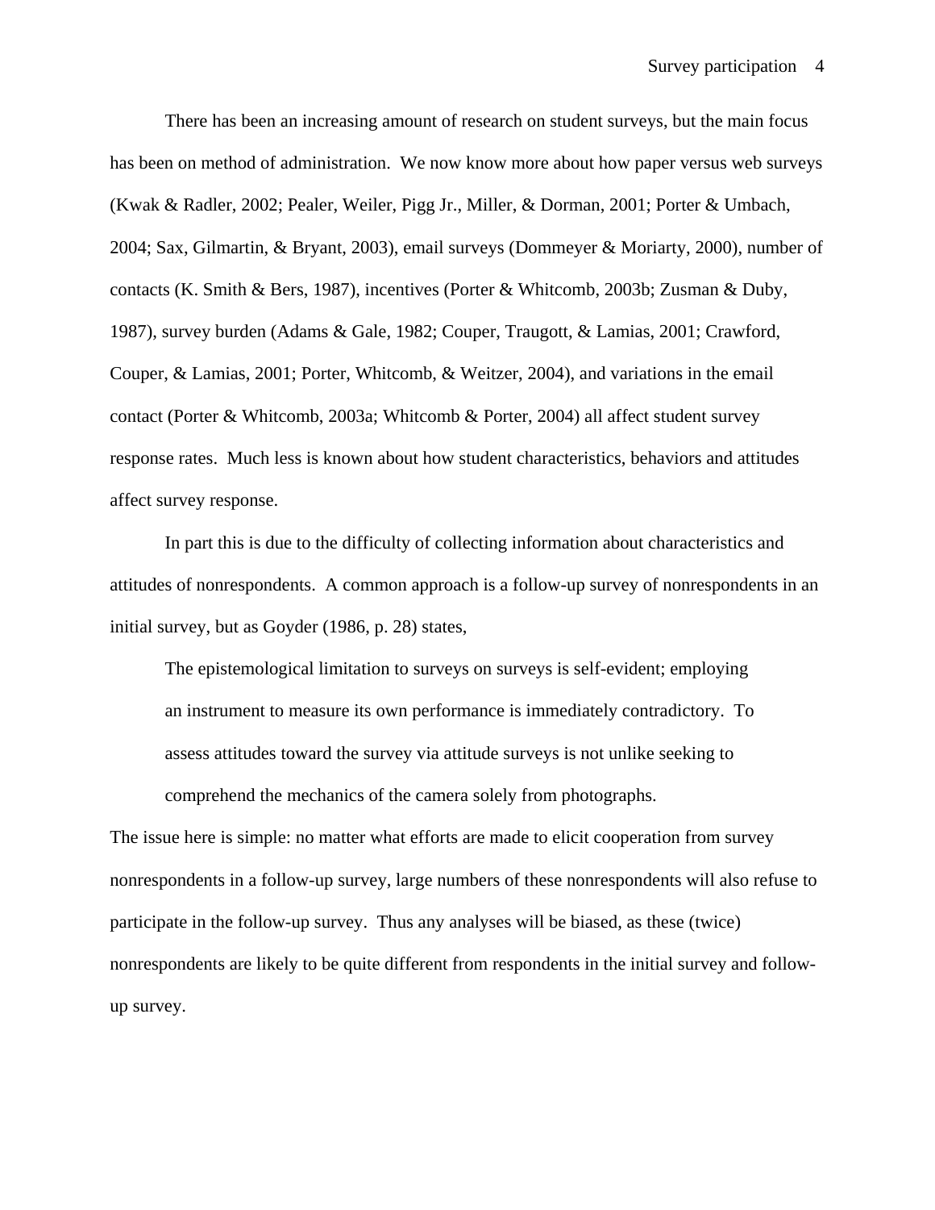There has been an increasing amount of research on student surveys, but the main focus has been on method of administration. We now know more about how paper versus web surveys (Kwak & Radler, 2002; Pealer, Weiler, Pigg Jr., Miller, & Dorman, 2001; Porter & Umbach, 2004; Sax, Gilmartin, & Bryant, 2003), email surveys (Dommeyer & Moriarty, 2000), number of contacts (K. Smith & Bers, 1987), incentives (Porter & Whitcomb, 2003b; Zusman & Duby, 1987), survey burden (Adams & Gale, 1982; Couper, Traugott, & Lamias, 2001; Crawford, Couper, & Lamias, 2001; Porter, Whitcomb, & Weitzer, 2004), and variations in the email contact (Porter & Whitcomb, 2003a; Whitcomb & Porter, 2004) all affect student survey response rates. Much less is known about how student characteristics, behaviors and attitudes affect survey response.

In part this is due to the difficulty of collecting information about characteristics and attitudes of nonrespondents. A common approach is a follow-up survey of nonrespondents in an initial survey, but as Goyder (1986, p. 28) states,

> The epistemological limitation to surveys on surveys is self-evident; employing an instrument to measure its own performance is immediately contradictory. To assess attitudes toward the survey via attitude surveys is not unlike seeking to comprehend the mechanics of the camera solely from photographs.

The issue here is simple: no matter what efforts are made to elicit cooperation from survey nonrespondents in a follow-up survey, large numbers of these nonrespondents will also refuse to participate in the follow-up survey. Thus any analyses will be biased, as these (twice) nonrespondents are likely to be quite different from respondents in the initial survey and follow-up survey.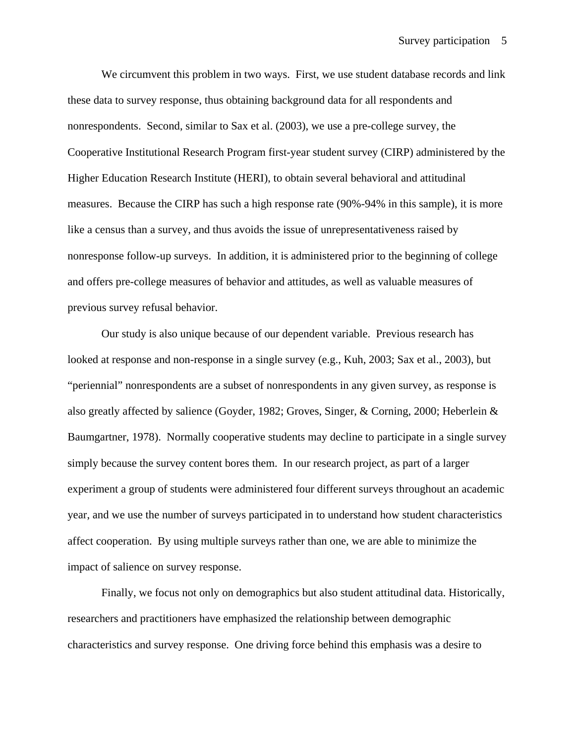We circumvent this problem in two ways. First, we use student database records and link these data to survey response, thus obtaining background data for all respondents and nonrespondents. Second, similar to Sax et al. (2003), we use a pre-college survey, the Cooperative Institutional Research Program first-year student survey (CIRP) administered by the Higher Education Research Institute (HERI), to obtain several behavioral and attitudinal measures. Because the CIRP has such a high response rate (90%-94% in this sample), it is more like a census than a survey, and thus avoids the issue of unrepresentativeness raised by nonresponse follow-up surveys. In addition, it is administered prior to the beginning of college and offers pre-college measures of behavior and attitudes, as well as valuable measures of previous survey refusal behavior.

Our study is also unique because of our dependent variable. Previous research has looked at response and non-response in a single survey (e.g., Kuh, 2003; Sax et al., 2003), but "periennial" nonrespondents are a subset of nonrespondents in any given survey, as response is also greatly affected by salience (Goyder, 1982; Groves, Singer, & Corning, 2000; Heberlein & Baumgartner, 1978). Normally cooperative students may decline to participate in a single survey simply because the survey content bores them. In our research project, as part of a larger experiment a group of students were administered four different surveys throughout an academic year, and we use the number of surveys participated in to understand how student characteristics affect cooperation. By using multiple surveys rather than one, we are able to minimize the impact of salience on survey response.

Finally, we focus not only on demographics but also student attitudinal data. Historically, researchers and practitioners have emphasized the relationship between demographic characteristics and survey response. One driving force behind this emphasis was a desire to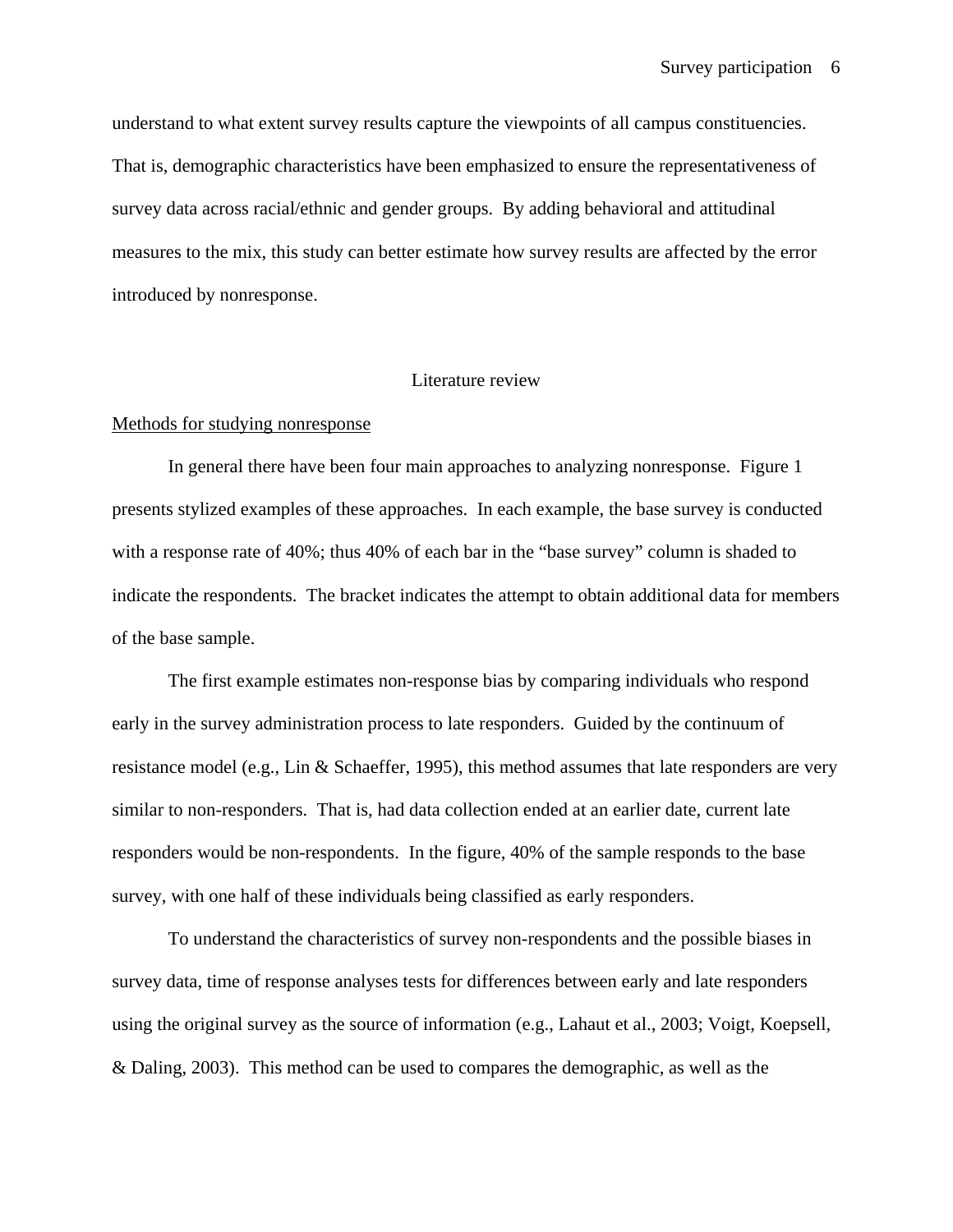understand to what extent survey results capture the viewpoints of all campus constituencies. That is, demographic characteristics have been emphasized to ensure the representativeness of survey data across racial/ethnic and gender groups. By adding behavioral and attitudinal measures to the mix, this study can better estimate how survey results are affected by the error introduced by nonresponse.

## Literature review

### Methods for studying nonresponse

In general there have been four main approaches to analyzing nonresponse. Figure 1 presents stylized examples of these approaches. In each example, the base survey is conducted with a response rate of 40%; thus 40% of each bar in the "base survey" column is shaded to indicate the respondents. The bracket indicates the attempt to obtain additional data for members of the base sample.

The first example estimates non-response bias by comparing individuals who respond early in the survey administration process to late responders. Guided by the continuum of resistance model (e.g., Lin & Schaeffer, 1995), this method assumes that late responders are very similar to non-responders. That is, had data collection ended at an earlier date, current late responders would be non-respondents. In the figure, 40% of the sample responds to the base survey, with one half of these individuals being classified as early responders.

To understand the characteristics of survey non-respondents and the possible biases in survey data, time of response analyses tests for differences between early and late responders using the original survey as the source of information (e.g., Lahaut et al., 2003; Voigt, Koepsell, & Daling, 2003). This method can be used to compares the demographic, as well as the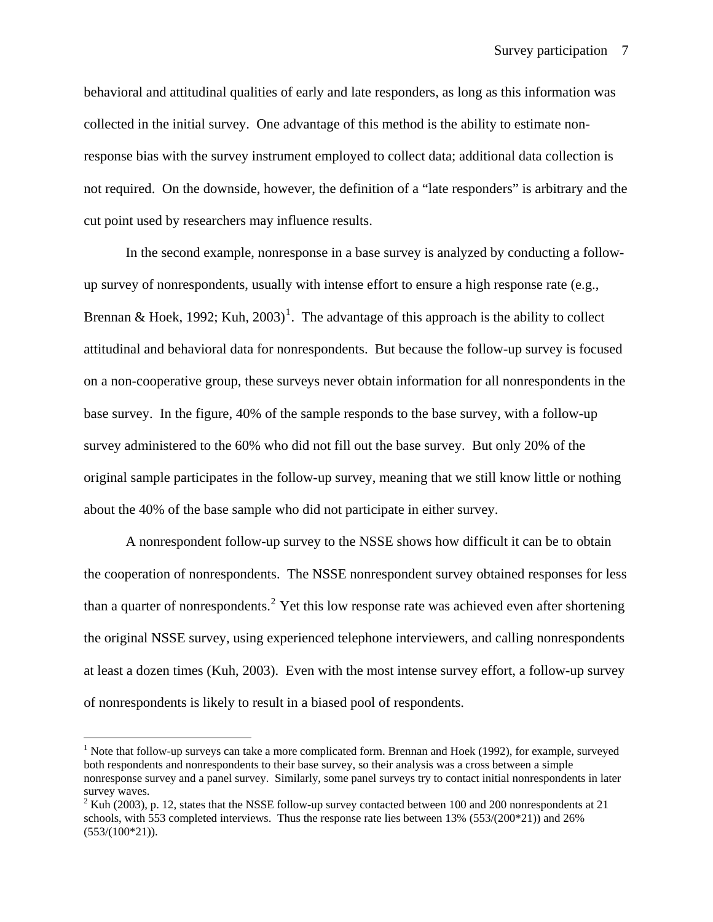behavioral and attitudinal qualities of early and late responders, as long as this information was collected in the initial survey. One advantage of this method is the ability to estimate non-response bias with the survey instrument employed to collect data; additional data collection is not required. On the downside, however, the definition of a "late responders" is arbitrary and the cut point used by researchers may influence results.

In the second example, nonresponse in a base survey is analyzed by conducting a follow-up survey of nonrespondents, usually with intense effort to ensure a high response rate (e.g., Brennan & Hoek, 1992; Kuh, 2003)[1]. The advantage of this approach is the ability to collect attitudinal and behavioral data for nonrespondents. But because the follow-up survey is focused on a non-cooperative group, these surveys never obtain information for all nonrespondents in the base survey. In the figure, 40% of the sample responds to the base survey, with a follow-up survey administered to the 60% who did not fill out the base survey. But only 20% of the original sample participates in the follow-up survey, meaning that we still know little or nothing about the 40% of the base sample who did not participate in either survey.

A nonrespondent follow-up survey to the NSSE shows how difficult it can be to obtain the cooperation of nonrespondents. The NSSE nonrespondent survey obtained responses for less than a quarter of nonrespondents.[2] Yet this low response rate was achieved even after shortening the original NSSE survey, using experienced telephone interviewers, and calling nonrespondents at least a dozen times (Kuh, 2003). Even with the most intense survey effort, a follow-up survey of nonrespondents is likely to result in a biased pool of respondents.

---

[1] Note that follow-up surveys can take a more complicated form. Brennan and Hoek (1992), for example, surveyed both respondents and nonrespondents to their base survey, so their analysis was a cross between a simple nonresponse survey and a panel survey. Similarly, some panel surveys try to contact initial nonrespondents in later survey waves.

[2] Kuh (2003), p. 12, states that the NSSE follow-up survey contacted between 100 and 200 nonrespondents at 21 schools, with 553 completed interviews. Thus the response rate lies between 13% (553/(200*21)) and 26% (553/(100*21)).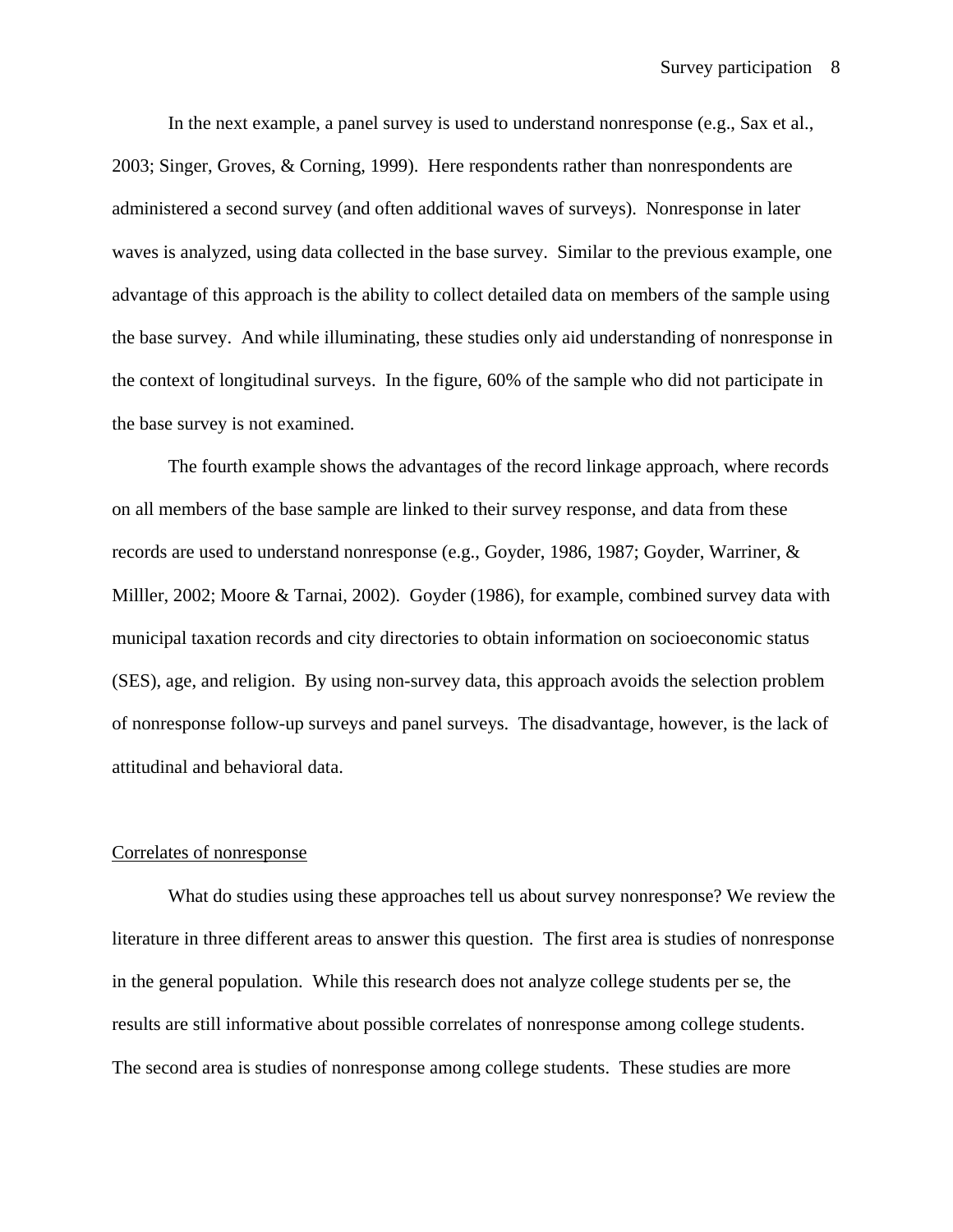In the next example, a panel survey is used to understand nonresponse (e.g., Sax et al., 2003; Singer, Groves, & Corning, 1999). Here respondents rather than nonrespondents are administered a second survey (and often additional waves of surveys). Nonresponse in later waves is analyzed, using data collected in the base survey. Similar to the previous example, one advantage of this approach is the ability to collect detailed data on members of the sample using the base survey. And while illuminating, these studies only aid understanding of nonresponse in the context of longitudinal surveys. In the figure, 60% of the sample who did not participate in the base survey is not examined.

The fourth example shows the advantages of the record linkage approach, where records on all members of the base sample are linked to their survey response, and data from these records are used to understand nonresponse (e.g., Goyder, 1986, 1987; Goyder, Warriner, & Milller, 2002; Moore & Tarnai, 2002). Goyder (1986), for example, combined survey data with municipal taxation records and city directories to obtain information on socioeconomic status (SES), age, and religion. By using non-survey data, this approach avoids the selection problem of nonresponse follow-up surveys and panel surveys. The disadvantage, however, is the lack of attitudinal and behavioral data.

## Correlates of nonresponse

What do studies using these approaches tell us about survey nonresponse? We review the literature in three different areas to answer this question. The first area is studies of nonresponse in the general population. While this research does not analyze college students per se, the results are still informative about possible correlates of nonresponse among college students. The second area is studies of nonresponse among college students. These studies are more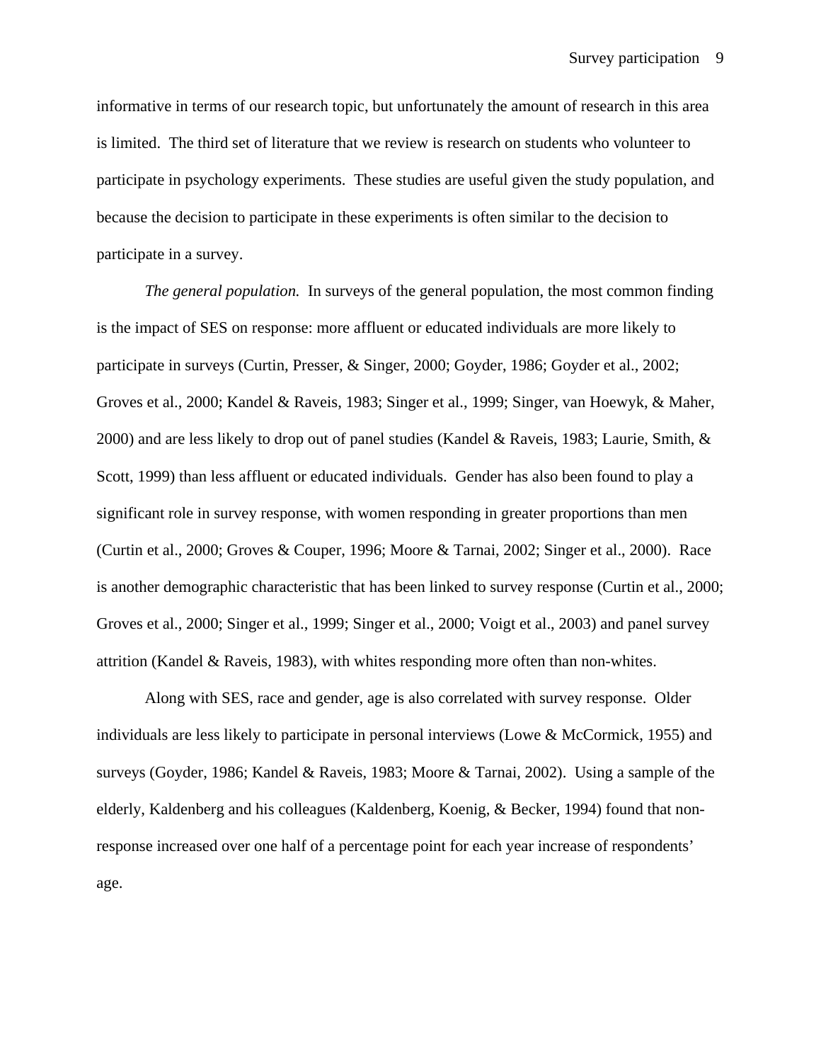informative in terms of our research topic, but unfortunately the amount of research in this area is limited. The third set of literature that we review is research on students who volunteer to participate in psychology experiments. These studies are useful given the study population, and because the decision to participate in these experiments is often similar to the decision to participate in a survey.

*The general population.* In surveys of the general population, the most common finding is the impact of SES on response: more affluent or educated individuals are more likely to participate in surveys (Curtin, Presser, & Singer, 2000; Goyder, 1986; Goyder et al., 2002; Groves et al., 2000; Kandel & Raveis, 1983; Singer et al., 1999; Singer, van Hoewyk, & Maher, 2000) and are less likely to drop out of panel studies (Kandel & Raveis, 1983; Laurie, Smith, & Scott, 1999) than less affluent or educated individuals. Gender has also been found to play a significant role in survey response, with women responding in greater proportions than men (Curtin et al., 2000; Groves & Couper, 1996; Moore & Tarnai, 2002; Singer et al., 2000). Race is another demographic characteristic that has been linked to survey response (Curtin et al., 2000; Groves et al., 2000; Singer et al., 1999; Singer et al., 2000; Voigt et al., 2003) and panel survey attrition (Kandel & Raveis, 1983), with whites responding more often than non-whites.

Along with SES, race and gender, age is also correlated with survey response. Older individuals are less likely to participate in personal interviews (Lowe & McCormick, 1955) and surveys (Goyder, 1986; Kandel & Raveis, 1983; Moore & Tarnai, 2002). Using a sample of the elderly, Kaldenberg and his colleagues (Kaldenberg, Koenig, & Becker, 1994) found that non-response increased over one half of a percentage point for each year increase of respondents' age.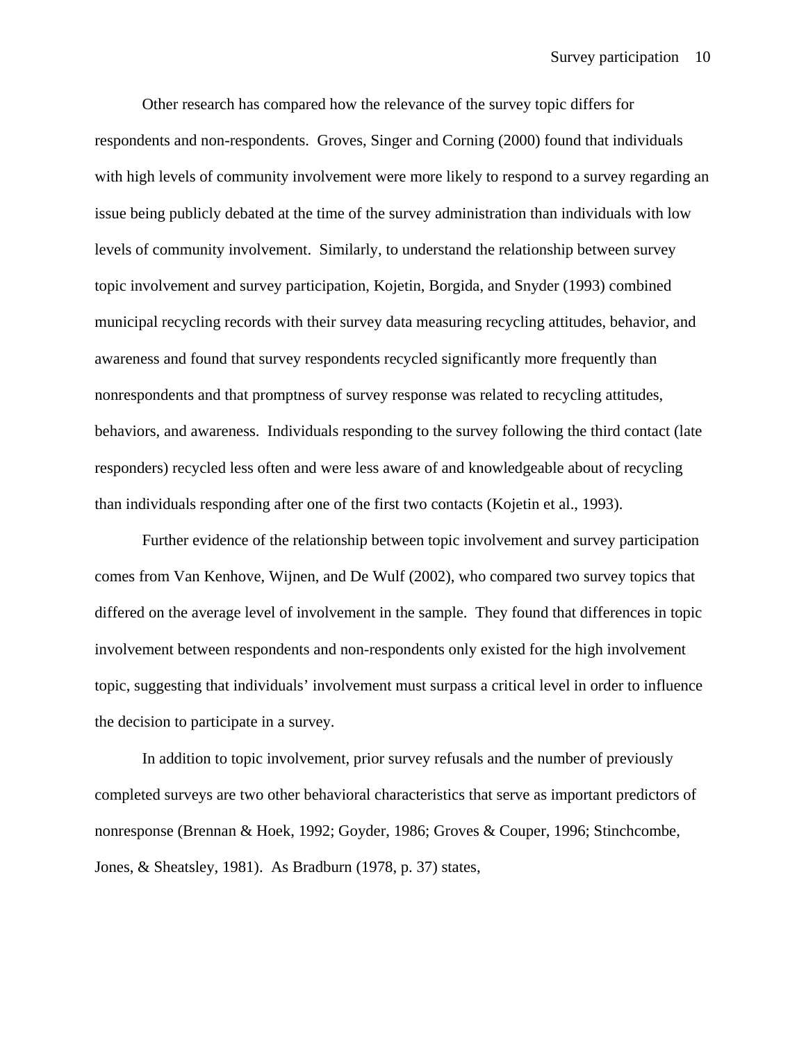Other research has compared how the relevance of the survey topic differs for respondents and non-respondents.  Groves, Singer and Corning (2000) found that individuals with high levels of community involvement were more likely to respond to a survey regarding an issue being publicly debated at the time of the survey administration than individuals with low levels of community involvement.  Similarly, to understand the relationship between survey topic involvement and survey participation, Kojetin, Borgida, and Snyder (1993) combined municipal recycling records with their survey data measuring recycling attitudes, behavior, and awareness and found that survey respondents recycled significantly more frequently than nonrespondents and that promptness of survey response was related to recycling attitudes, behaviors, and awareness.  Individuals responding to the survey following the third contact (late responders) recycled less often and were less aware of and knowledgeable about of recycling than individuals responding after one of the first two contacts (Kojetin et al., 1993).

Further evidence of the relationship between topic involvement and survey participation comes from Van Kenhove, Wijnen, and De Wulf (2002), who compared two survey topics that differed on the average level of involvement in the sample.  They found that differences in topic involvement between respondents and non-respondents only existed for the high involvement topic, suggesting that individuals' involvement must surpass a critical level in order to influence the decision to participate in a survey.

In addition to topic involvement, prior survey refusals and the number of previously completed surveys are two other behavioral characteristics that serve as important predictors of nonresponse (Brennan & Hoek, 1992; Goyder, 1986; Groves & Couper, 1996; Stinchcombe, Jones, & Sheatsley, 1981).  As Bradburn (1978, p. 37) states,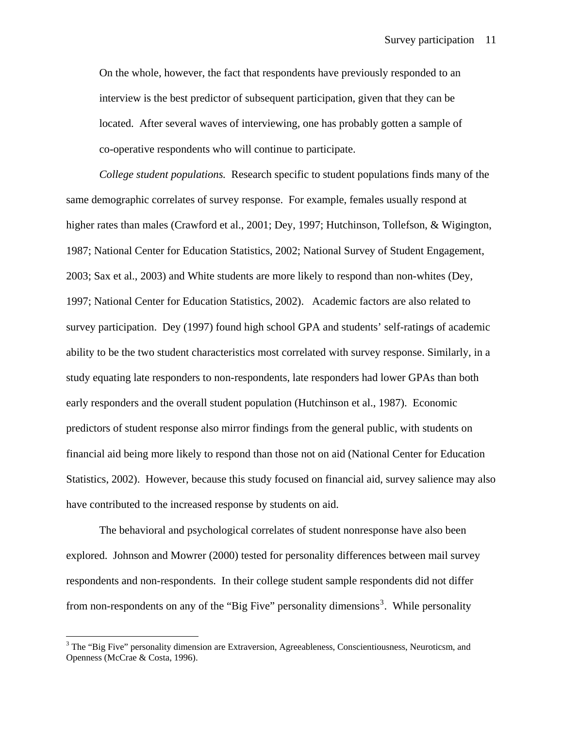On the whole, however, the fact that respondents have previously responded to an interview is the best predictor of subsequent participation, given that they can be located. After several waves of interviewing, one has probably gotten a sample of co-operative respondents who will continue to participate.

*College student populations.* Research specific to student populations finds many of the same demographic correlates of survey response. For example, females usually respond at higher rates than males (Crawford et al., 2001; Dey, 1997; Hutchinson, Tollefson, & Wigington, 1987; National Center for Education Statistics, 2002; National Survey of Student Engagement, 2003; Sax et al., 2003) and White students are more likely to respond than non-whites (Dey, 1997; National Center for Education Statistics, 2002). Academic factors are also related to survey participation. Dey (1997) found high school GPA and students' self-ratings of academic ability to be the two student characteristics most correlated with survey response. Similarly, in a study equating late responders to non-respondents, late responders had lower GPAs than both early responders and the overall student population (Hutchinson et al., 1987). Economic predictors of student response also mirror findings from the general public, with students on financial aid being more likely to respond than those not on aid (National Center for Education Statistics, 2002). However, because this study focused on financial aid, survey salience may also have contributed to the increased response by students on aid.

The behavioral and psychological correlates of student nonresponse have also been explored. Johnson and Mowrer (2000) tested for personality differences between mail survey respondents and non-respondents. In their college student sample respondents did not differ from non-respondents on any of the "Big Five" personality dimensions[3]. While personality

[3] The "Big Five" personality dimension are Extraversion, Agreeableness, Conscientiousness, Neuroticsm, and Openness (McCrae & Costa, 1996).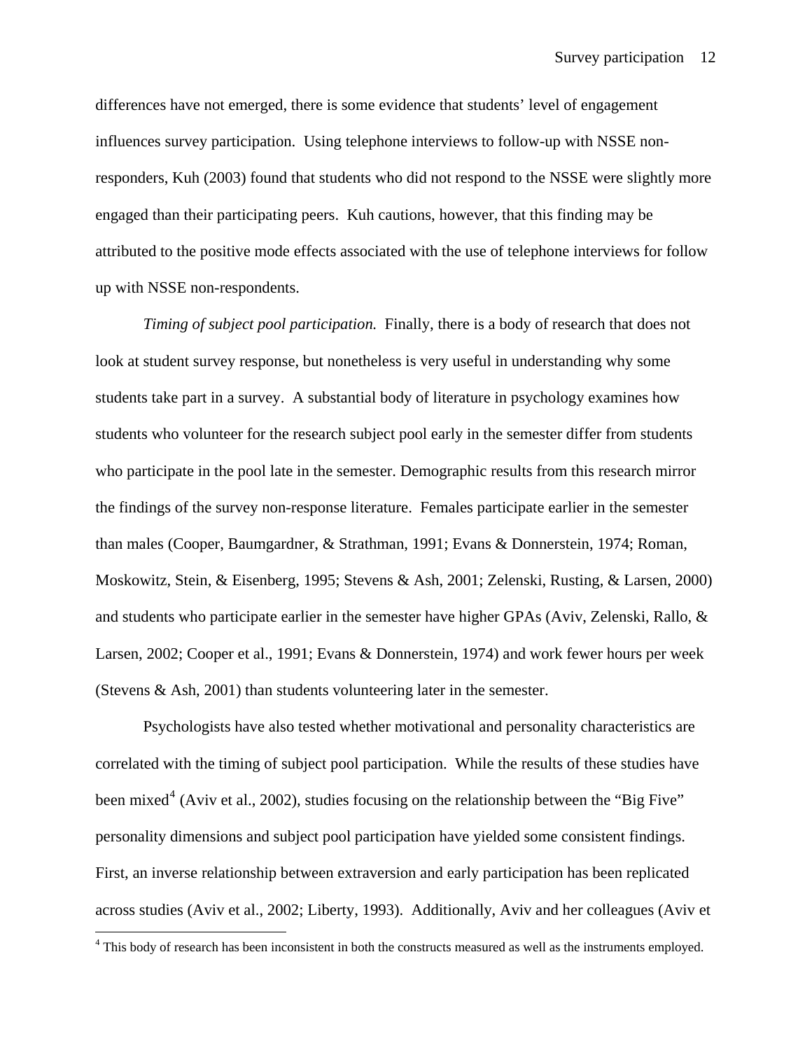differences have not emerged, there is some evidence that students' level of engagement influences survey participation. Using telephone interviews to follow-up with NSSE non-responders, Kuh (2003) found that students who did not respond to the NSSE were slightly more engaged than their participating peers. Kuh cautions, however, that this finding may be attributed to the positive mode effects associated with the use of telephone interviews for follow up with NSSE non-respondents.

*Timing of subject pool participation.* Finally, there is a body of research that does not look at student survey response, but nonetheless is very useful in understanding why some students take part in a survey. A substantial body of literature in psychology examines how students who volunteer for the research subject pool early in the semester differ from students who participate in the pool late in the semester. Demographic results from this research mirror the findings of the survey non-response literature. Females participate earlier in the semester than males (Cooper, Baumgardner, & Strathman, 1991; Evans & Donnerstein, 1974; Roman, Moskowitz, Stein, & Eisenberg, 1995; Stevens & Ash, 2001; Zelenski, Rusting, & Larsen, 2000) and students who participate earlier in the semester have higher GPAs (Aviv, Zelenski, Rallo, & Larsen, 2002; Cooper et al., 1991; Evans & Donnerstein, 1974) and work fewer hours per week (Stevens & Ash, 2001) than students volunteering later in the semester.

Psychologists have also tested whether motivational and personality characteristics are correlated with the timing of subject pool participation. While the results of these studies have been mixed[4] (Aviv et al., 2002), studies focusing on the relationship between the "Big Five" personality dimensions and subject pool participation have yielded some consistent findings. First, an inverse relationship between extraversion and early participation has been replicated across studies (Aviv et al., 2002; Liberty, 1993). Additionally, Aviv and her colleagues (Aviv et

[4] This body of research has been inconsistent in both the constructs measured as well as the instruments employed.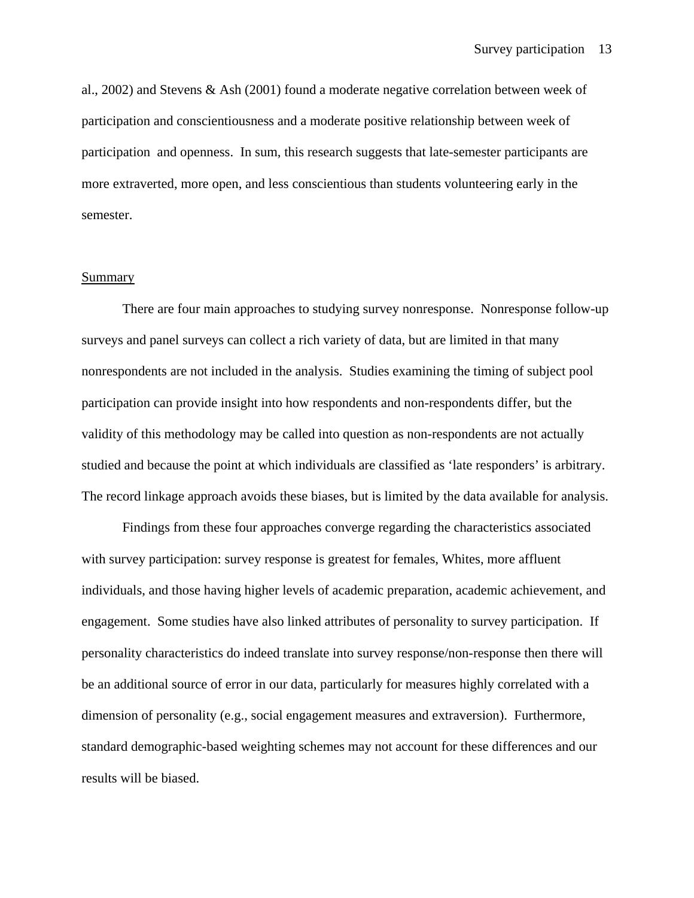al., 2002) and Stevens & Ash (2001) found a moderate negative correlation between week of participation and conscientiousness and a moderate positive relationship between week of participation  and openness.  In sum, this research suggests that late-semester participants are more extraverted, more open, and less conscientious than students volunteering early in the semester.

## Summary

There are four main approaches to studying survey nonresponse.  Nonresponse follow-up surveys and panel surveys can collect a rich variety of data, but are limited in that many nonrespondents are not included in the analysis.  Studies examining the timing of subject pool participation can provide insight into how respondents and non-respondents differ, but the validity of this methodology may be called into question as non-respondents are not actually studied and because the point at which individuals are classified as 'late responders' is arbitrary.  The record linkage approach avoids these biases, but is limited by the data available for analysis.

Findings from these four approaches converge regarding the characteristics associated with survey participation: survey response is greatest for females, Whites, more affluent individuals, and those having higher levels of academic preparation, academic achievement, and engagement.  Some studies have also linked attributes of personality to survey participation.  If personality characteristics do indeed translate into survey response/non-response then there will be an additional source of error in our data, particularly for measures highly correlated with a dimension of personality (e.g., social engagement measures and extraversion).  Furthermore, standard demographic-based weighting schemes may not account for these differences and our results will be biased.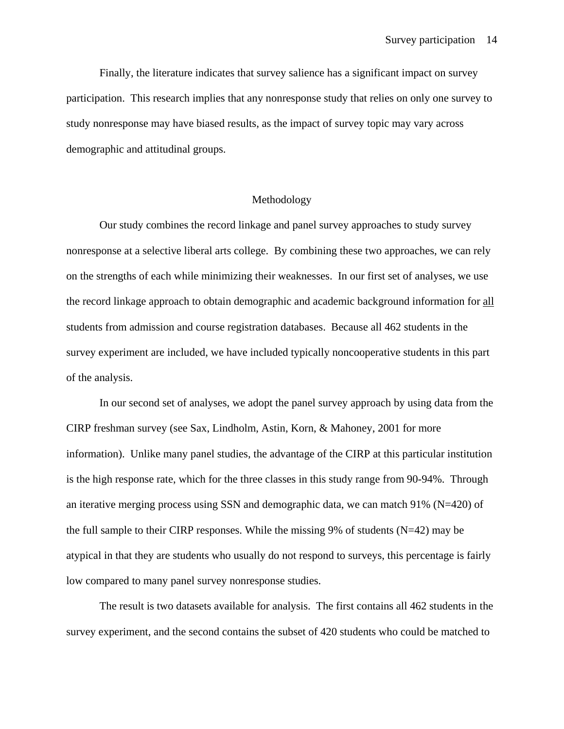Finally, the literature indicates that survey salience has a significant impact on survey participation. This research implies that any nonresponse study that relies on only one survey to study nonresponse may have biased results, as the impact of survey topic may vary across demographic and attitudinal groups.

## Methodology

Our study combines the record linkage and panel survey approaches to study survey nonresponse at a selective liberal arts college. By combining these two approaches, we can rely on the strengths of each while minimizing their weaknesses. In our first set of analyses, we use the record linkage approach to obtain demographic and academic background information for <u>all</u> students from admission and course registration databases. Because all 462 students in the survey experiment are included, we have included typically noncooperative students in this part of the analysis.

In our second set of analyses, we adopt the panel survey approach by using data from the CIRP freshman survey (see Sax, Lindholm, Astin, Korn, & Mahoney, 2001 for more information). Unlike many panel studies, the advantage of the CIRP at this particular institution is the high response rate, which for the three classes in this study range from 90-94%. Through an iterative merging process using SSN and demographic data, we can match 91% (N=420) of the full sample to their CIRP responses. While the missing 9% of students (N=42) may be atypical in that they are students who usually do not respond to surveys, this percentage is fairly low compared to many panel survey nonresponse studies.

The result is two datasets available for analysis. The first contains all 462 students in the survey experiment, and the second contains the subset of 420 students who could be matched to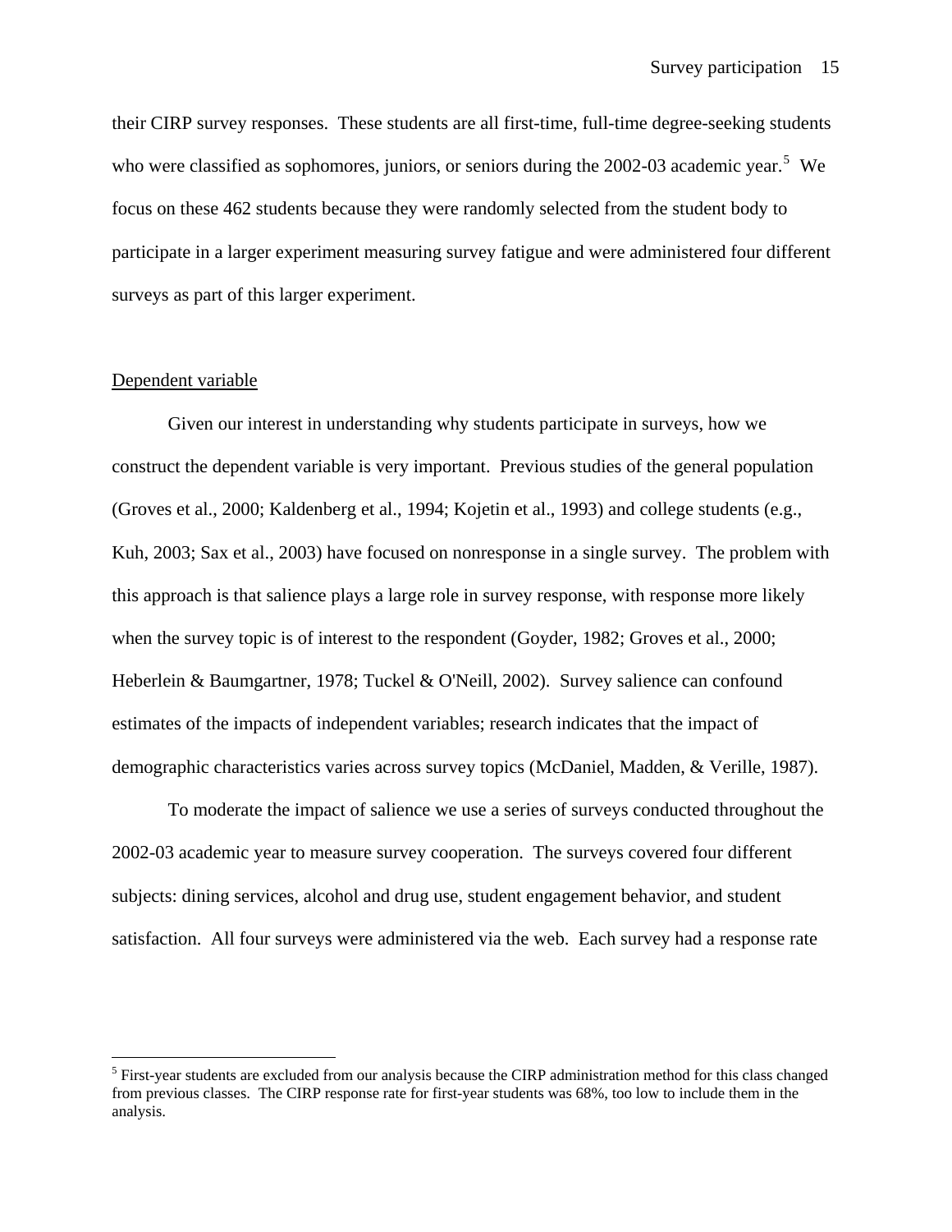their CIRP survey responses. These students are all first-time, full-time degree-seeking students who were classified as sophomores, juniors, or seniors during the 2002-03 academic year.[5] We focus on these 462 students because they were randomly selected from the student body to participate in a larger experiment measuring survey fatigue and were administered four different surveys as part of this larger experiment.

Dependent variable

Given our interest in understanding why students participate in surveys, how we construct the dependent variable is very important. Previous studies of the general population (Groves et al., 2000; Kaldenberg et al., 1994; Kojetin et al., 1993) and college students (e.g., Kuh, 2003; Sax et al., 2003) have focused on nonresponse in a single survey. The problem with this approach is that salience plays a large role in survey response, with response more likely when the survey topic is of interest to the respondent (Goyder, 1982; Groves et al., 2000; Heberlein & Baumgartner, 1978; Tuckel & O'Neill, 2002). Survey salience can confound estimates of the impacts of independent variables; research indicates that the impact of demographic characteristics varies across survey topics (McDaniel, Madden, & Verille, 1987).

To moderate the impact of salience we use a series of surveys conducted throughout the 2002-03 academic year to measure survey cooperation. The surveys covered four different subjects: dining services, alcohol and drug use, student engagement behavior, and student satisfaction. All four surveys were administered via the web. Each survey had a response rate

[5] First-year students are excluded from our analysis because the CIRP administration method for this class changed from previous classes. The CIRP response rate for first-year students was 68%, too low to include them in the analysis.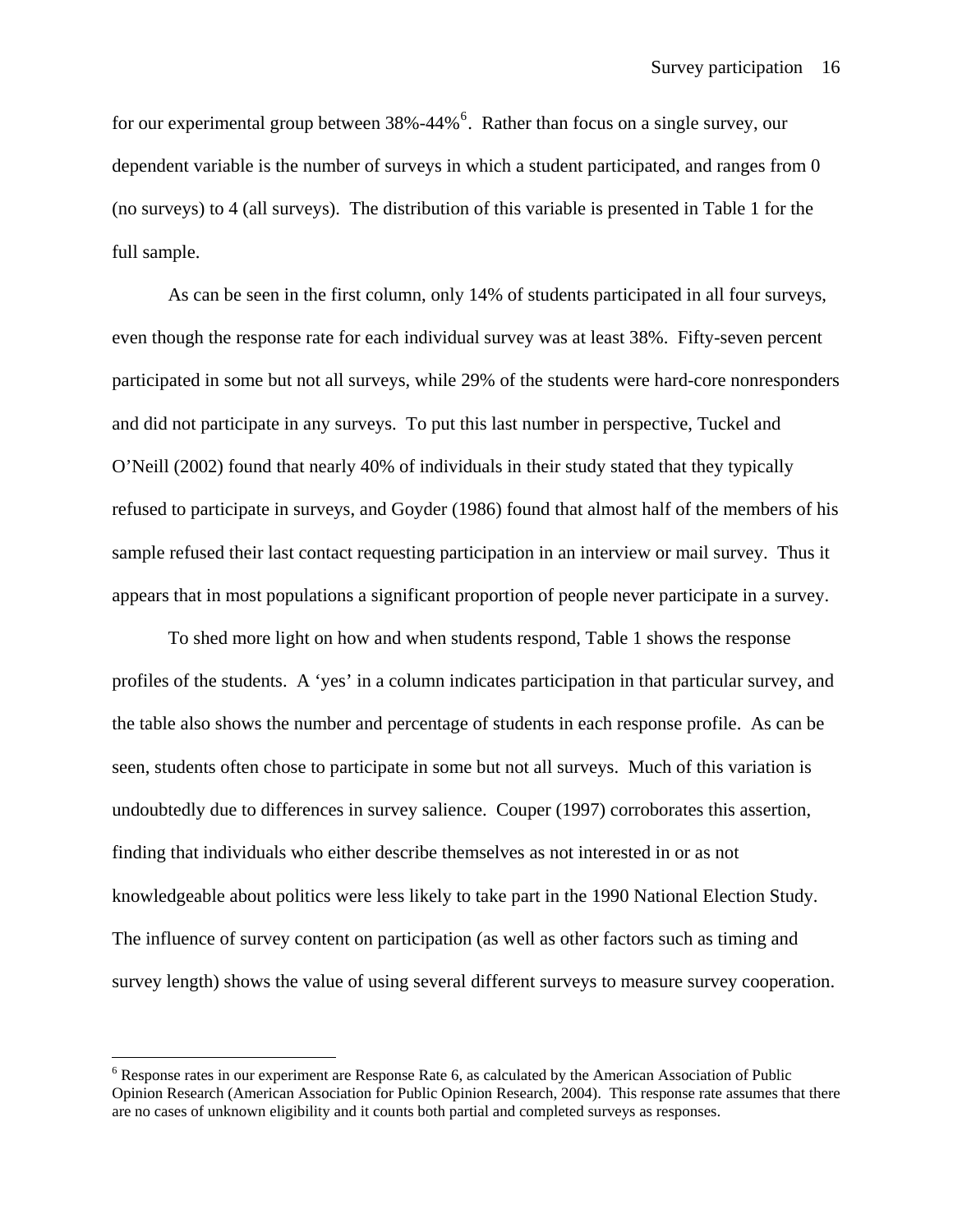for our experimental group between 38%-44%[6]. Rather than focus on a single survey, our dependent variable is the number of surveys in which a student participated, and ranges from 0 (no surveys) to 4 (all surveys). The distribution of this variable is presented in Table 1 for the full sample.

As can be seen in the first column, only 14% of students participated in all four surveys, even though the response rate for each individual survey was at least 38%. Fifty-seven percent participated in some but not all surveys, while 29% of the students were hard-core nonresponders and did not participate in any surveys. To put this last number in perspective, Tuckel and O'Neill (2002) found that nearly 40% of individuals in their study stated that they typically refused to participate in surveys, and Goyder (1986) found that almost half of the members of his sample refused their last contact requesting participation in an interview or mail survey. Thus it appears that in most populations a significant proportion of people never participate in a survey.

To shed more light on how and when students respond, Table 1 shows the response profiles of the students. A 'yes' in a column indicates participation in that particular survey, and the table also shows the number and percentage of students in each response profile. As can be seen, students often chose to participate in some but not all surveys. Much of this variation is undoubtedly due to differences in survey salience. Couper (1997) corroborates this assertion, finding that individuals who either describe themselves as not interested in or as not knowledgeable about politics were less likely to take part in the 1990 National Election Study. The influence of survey content on participation (as well as other factors such as timing and survey length) shows the value of using several different surveys to measure survey cooperation.

---

[6] Response rates in our experiment are Response Rate 6, as calculated by the American Association of Public Opinion Research (American Association for Public Opinion Research, 2004). This response rate assumes that there are no cases of unknown eligibility and it counts both partial and completed surveys as responses.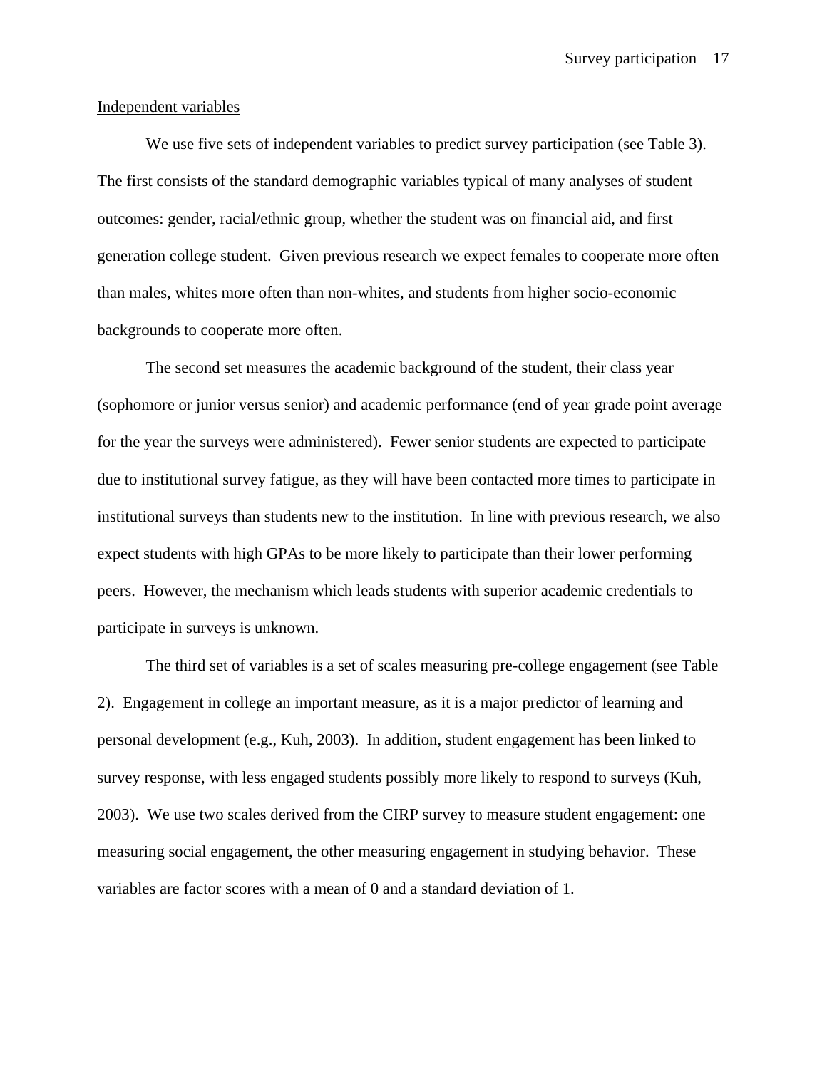Independent variables

We use five sets of independent variables to predict survey participation (see Table 3). The first consists of the standard demographic variables typical of many analyses of student outcomes: gender, racial/ethnic group, whether the student was on financial aid, and first generation college student. Given previous research we expect females to cooperate more often than males, whites more often than non-whites, and students from higher socio-economic backgrounds to cooperate more often.

The second set measures the academic background of the student, their class year (sophomore or junior versus senior) and academic performance (end of year grade point average for the year the surveys were administered). Fewer senior students are expected to participate due to institutional survey fatigue, as they will have been contacted more times to participate in institutional surveys than students new to the institution. In line with previous research, we also expect students with high GPAs to be more likely to participate than their lower performing peers. However, the mechanism which leads students with superior academic credentials to participate in surveys is unknown.

The third set of variables is a set of scales measuring pre-college engagement (see Table 2). Engagement in college an important measure, as it is a major predictor of learning and personal development (e.g., Kuh, 2003). In addition, student engagement has been linked to survey response, with less engaged students possibly more likely to respond to surveys (Kuh, 2003). We use two scales derived from the CIRP survey to measure student engagement: one measuring social engagement, the other measuring engagement in studying behavior. These variables are factor scores with a mean of 0 and a standard deviation of 1.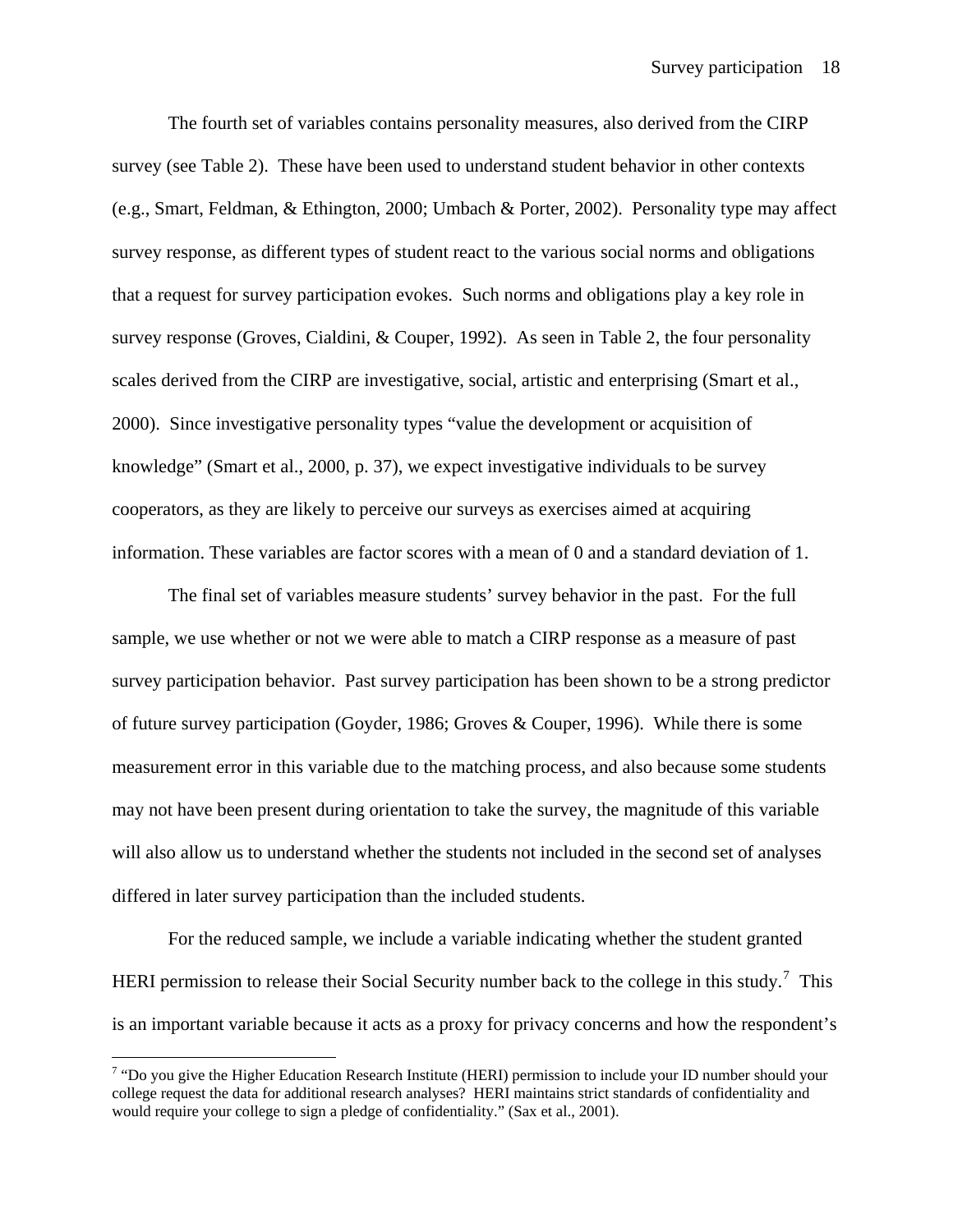The fourth set of variables contains personality measures, also derived from the CIRP survey (see Table 2). These have been used to understand student behavior in other contexts (e.g., Smart, Feldman, & Ethington, 2000; Umbach & Porter, 2002). Personality type may affect survey response, as different types of student react to the various social norms and obligations that a request for survey participation evokes. Such norms and obligations play a key role in survey response (Groves, Cialdini, & Couper, 1992). As seen in Table 2, the four personality scales derived from the CIRP are investigative, social, artistic and enterprising (Smart et al., 2000). Since investigative personality types "value the development or acquisition of knowledge" (Smart et al., 2000, p. 37), we expect investigative individuals to be survey cooperators, as they are likely to perceive our surveys as exercises aimed at acquiring information. These variables are factor scores with a mean of 0 and a standard deviation of 1.

The final set of variables measure students' survey behavior in the past. For the full sample, we use whether or not we were able to match a CIRP response as a measure of past survey participation behavior. Past survey participation has been shown to be a strong predictor of future survey participation (Goyder, 1986; Groves & Couper, 1996). While there is some measurement error in this variable due to the matching process, and also because some students may not have been present during orientation to take the survey, the magnitude of this variable will also allow us to understand whether the students not included in the second set of analyses differed in later survey participation than the included students.

For the reduced sample, we include a variable indicating whether the student granted HERI permission to release their Social Security number back to the college in this study.[7] This is an important variable because it acts as a proxy for privacy concerns and how the respondent's

[7] "Do you give the Higher Education Research Institute (HERI) permission to include your ID number should your college request the data for additional research analyses? HERI maintains strict standards of confidentiality and would require your college to sign a pledge of confidentiality." (Sax et al., 2001).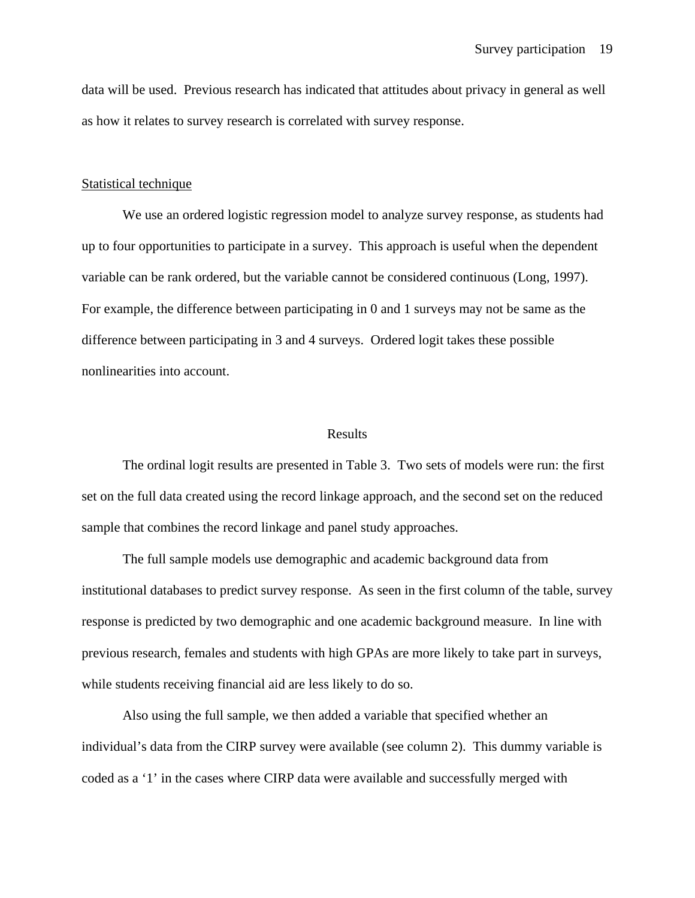data will be used. Previous research has indicated that attitudes about privacy in general as well as how it relates to survey research is correlated with survey response.

<u>Statistical technique</u>

We use an ordered logistic regression model to analyze survey response, as students had up to four opportunities to participate in a survey. This approach is useful when the dependent variable can be rank ordered, but the variable cannot be considered continuous (Long, 1997). For example, the difference between participating in 0 and 1 surveys may not be same as the difference between participating in 3 and 4 surveys. Ordered logit takes these possible nonlinearities into account.

## Results

The ordinal logit results are presented in Table 3. Two sets of models were run: the first set on the full data created using the record linkage approach, and the second set on the reduced sample that combines the record linkage and panel study approaches.

The full sample models use demographic and academic background data from institutional databases to predict survey response. As seen in the first column of the table, survey response is predicted by two demographic and one academic background measure. In line with previous research, females and students with high GPAs are more likely to take part in surveys, while students receiving financial aid are less likely to do so.

Also using the full sample, we then added a variable that specified whether an individual's data from the CIRP survey were available (see column 2). This dummy variable is coded as a '1' in the cases where CIRP data were available and successfully merged with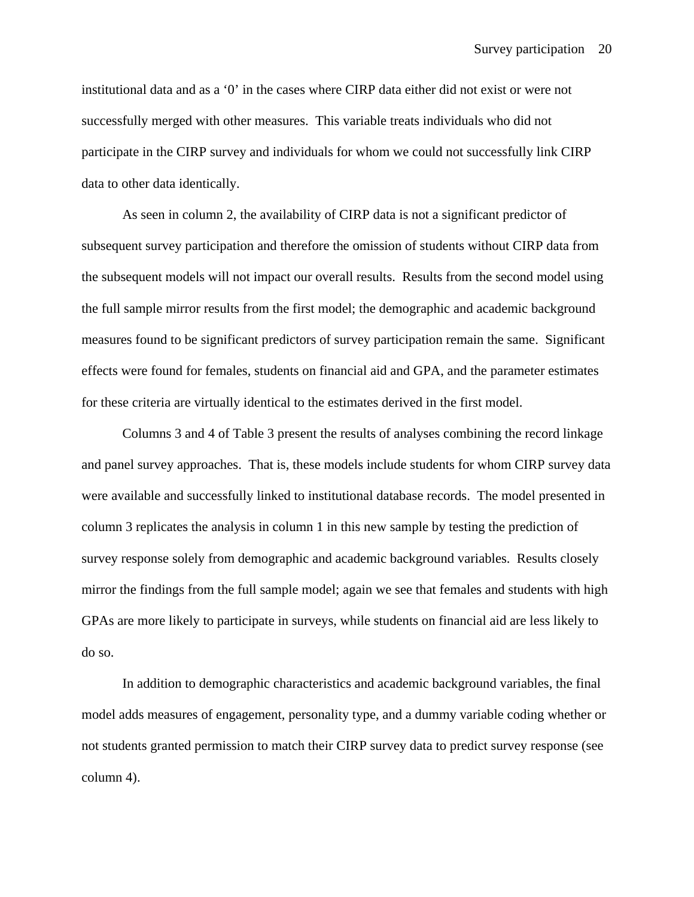institutional data and as a '0' in the cases where CIRP data either did not exist or were not successfully merged with other measures. This variable treats individuals who did not participate in the CIRP survey and individuals for whom we could not successfully link CIRP data to other data identically.

As seen in column 2, the availability of CIRP data is not a significant predictor of subsequent survey participation and therefore the omission of students without CIRP data from the subsequent models will not impact our overall results. Results from the second model using the full sample mirror results from the first model; the demographic and academic background measures found to be significant predictors of survey participation remain the same. Significant effects were found for females, students on financial aid and GPA, and the parameter estimates for these criteria are virtually identical to the estimates derived in the first model.

Columns 3 and 4 of Table 3 present the results of analyses combining the record linkage and panel survey approaches. That is, these models include students for whom CIRP survey data were available and successfully linked to institutional database records. The model presented in column 3 replicates the analysis in column 1 in this new sample by testing the prediction of survey response solely from demographic and academic background variables. Results closely mirror the findings from the full sample model; again we see that females and students with high GPAs are more likely to participate in surveys, while students on financial aid are less likely to do so.

In addition to demographic characteristics and academic background variables, the final model adds measures of engagement, personality type, and a dummy variable coding whether or not students granted permission to match their CIRP survey data to predict survey response (see column 4).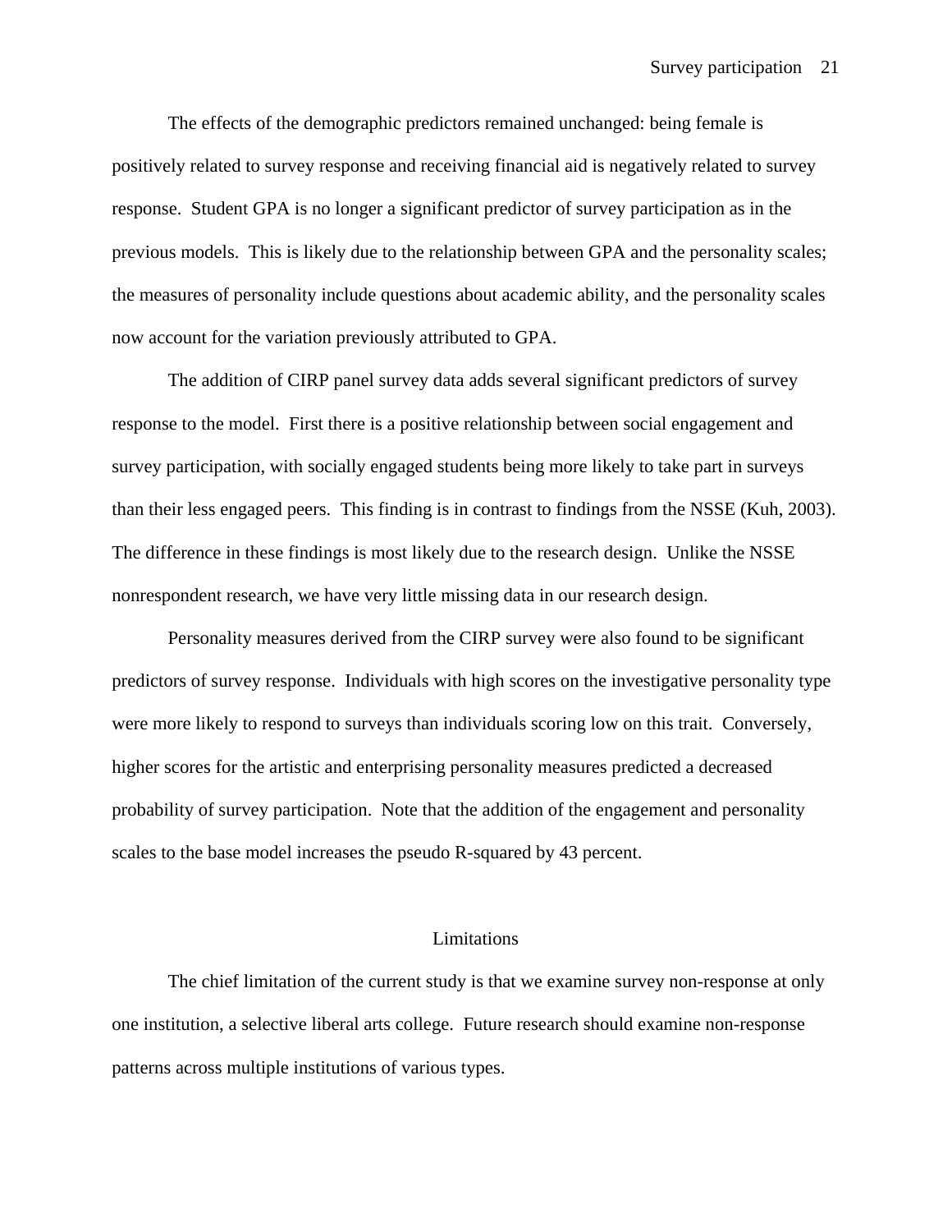The effects of the demographic predictors remained unchanged: being female is positively related to survey response and receiving financial aid is negatively related to survey response. Student GPA is no longer a significant predictor of survey participation as in the previous models. This is likely due to the relationship between GPA and the personality scales; the measures of personality include questions about academic ability, and the personality scales now account for the variation previously attributed to GPA.

The addition of CIRP panel survey data adds several significant predictors of survey response to the model. First there is a positive relationship between social engagement and survey participation, with socially engaged students being more likely to take part in surveys than their less engaged peers. This finding is in contrast to findings from the NSSE (Kuh, 2003). The difference in these findings is most likely due to the research design. Unlike the NSSE nonrespondent research, we have very little missing data in our research design.

Personality measures derived from the CIRP survey were also found to be significant predictors of survey response. Individuals with high scores on the investigative personality type were more likely to respond to surveys than individuals scoring low on this trait. Conversely, higher scores for the artistic and enterprising personality measures predicted a decreased probability of survey participation. Note that the addition of the engagement and personality scales to the base model increases the pseudo R-squared by 43 percent.

## Limitations

The chief limitation of the current study is that we examine survey non-response at only one institution, a selective liberal arts college. Future research should examine non-response patterns across multiple institutions of various types.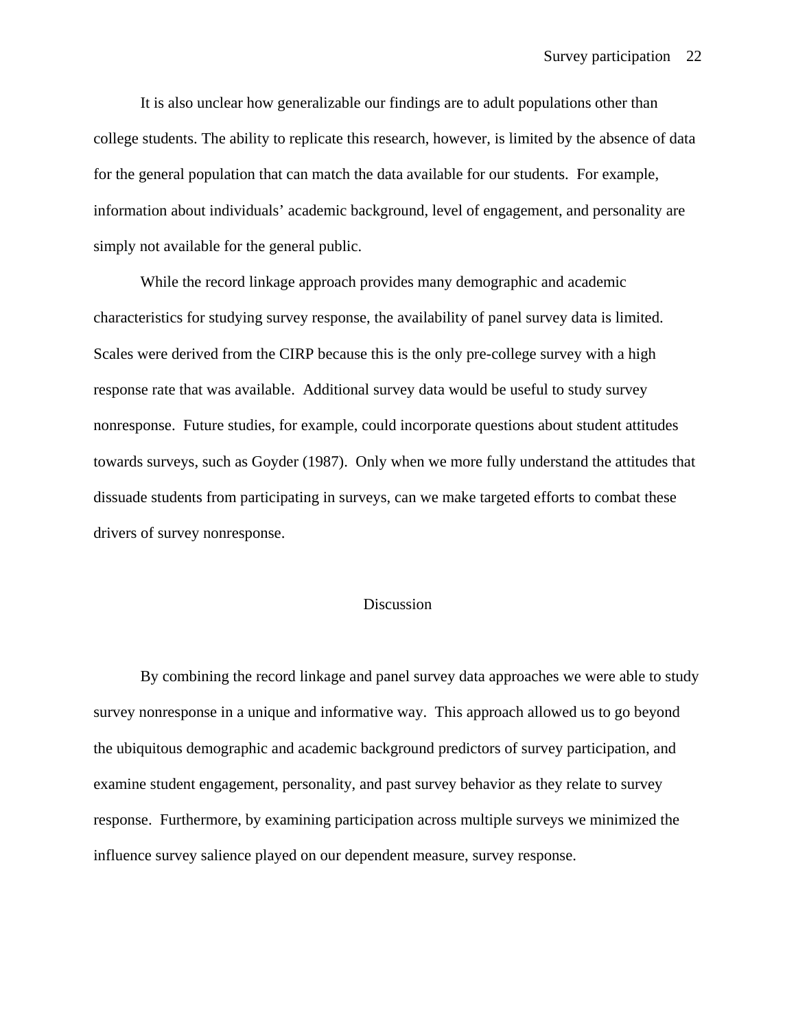It is also unclear how generalizable our findings are to adult populations other than college students. The ability to replicate this research, however, is limited by the absence of data for the general population that can match the data available for our students. For example, information about individuals' academic background, level of engagement, and personality are simply not available for the general public.

While the record linkage approach provides many demographic and academic characteristics for studying survey response, the availability of panel survey data is limited. Scales were derived from the CIRP because this is the only pre-college survey with a high response rate that was available. Additional survey data would be useful to study survey nonresponse. Future studies, for example, could incorporate questions about student attitudes towards surveys, such as Goyder (1987). Only when we more fully understand the attitudes that dissuade students from participating in surveys, can we make targeted efforts to combat these drivers of survey nonresponse.

## Discussion

By combining the record linkage and panel survey data approaches we were able to study survey nonresponse in a unique and informative way. This approach allowed us to go beyond the ubiquitous demographic and academic background predictors of survey participation, and examine student engagement, personality, and past survey behavior as they relate to survey response. Furthermore, by examining participation across multiple surveys we minimized the influence survey salience played on our dependent measure, survey response.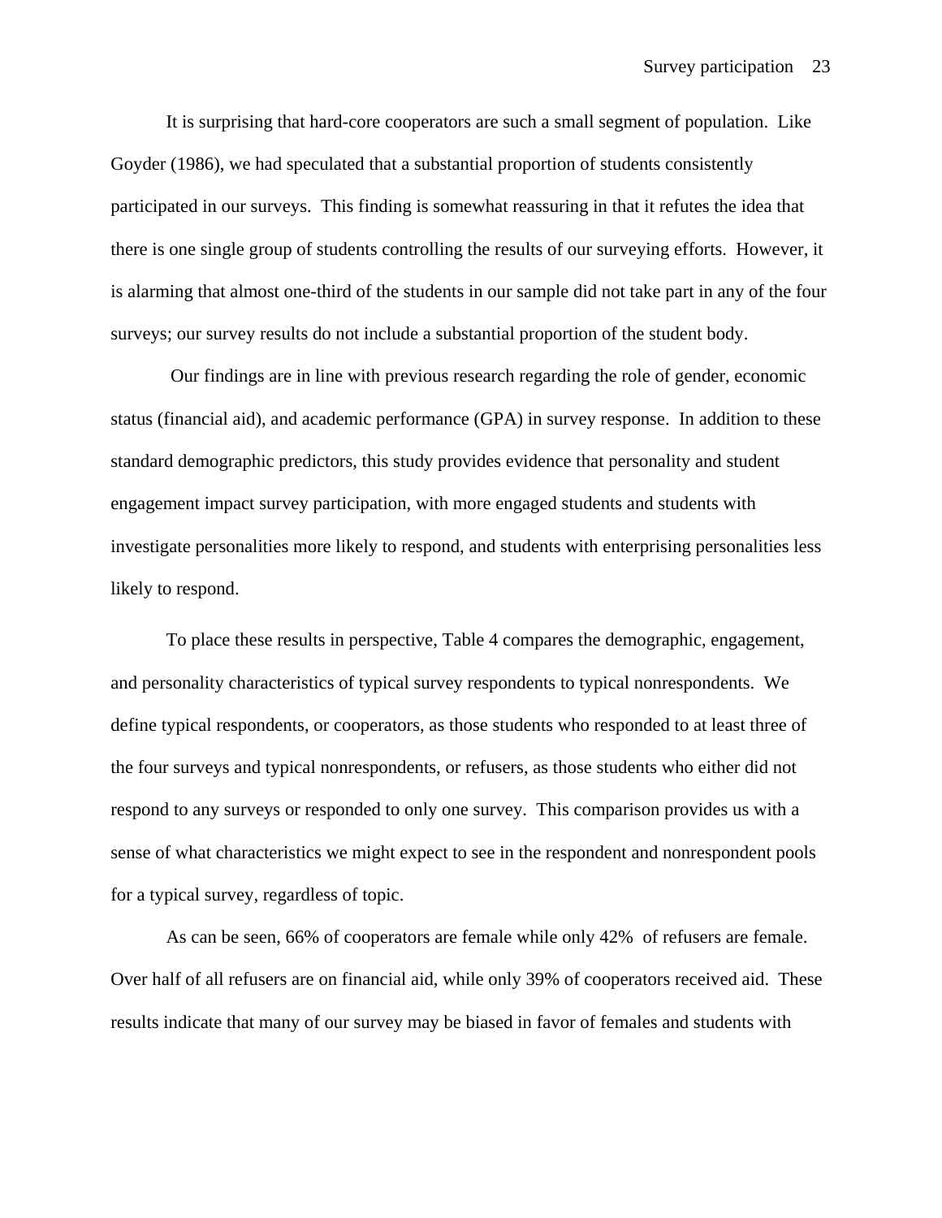It is surprising that hard-core cooperators are such a small segment of population. Like Goyder (1986), we had speculated that a substantial proportion of students consistently participated in our surveys. This finding is somewhat reassuring in that it refutes the idea that there is one single group of students controlling the results of our surveying efforts. However, it is alarming that almost one-third of the students in our sample did not take part in any of the four surveys; our survey results do not include a substantial proportion of the student body.

Our findings are in line with previous research regarding the role of gender, economic status (financial aid), and academic performance (GPA) in survey response. In addition to these standard demographic predictors, this study provides evidence that personality and student engagement impact survey participation, with more engaged students and students with investigate personalities more likely to respond, and students with enterprising personalities less likely to respond.

To place these results in perspective, Table 4 compares the demographic, engagement, and personality characteristics of typical survey respondents to typical nonrespondents. We define typical respondents, or cooperators, as those students who responded to at least three of the four surveys and typical nonrespondents, or refusers, as those students who either did not respond to any surveys or responded to only one survey. This comparison provides us with a sense of what characteristics we might expect to see in the respondent and nonrespondent pools for a typical survey, regardless of topic.

As can be seen, 66% of cooperators are female while only 42% of refusers are female. Over half of all refusers are on financial aid, while only 39% of cooperators received aid. These results indicate that many of our survey may be biased in favor of females and students with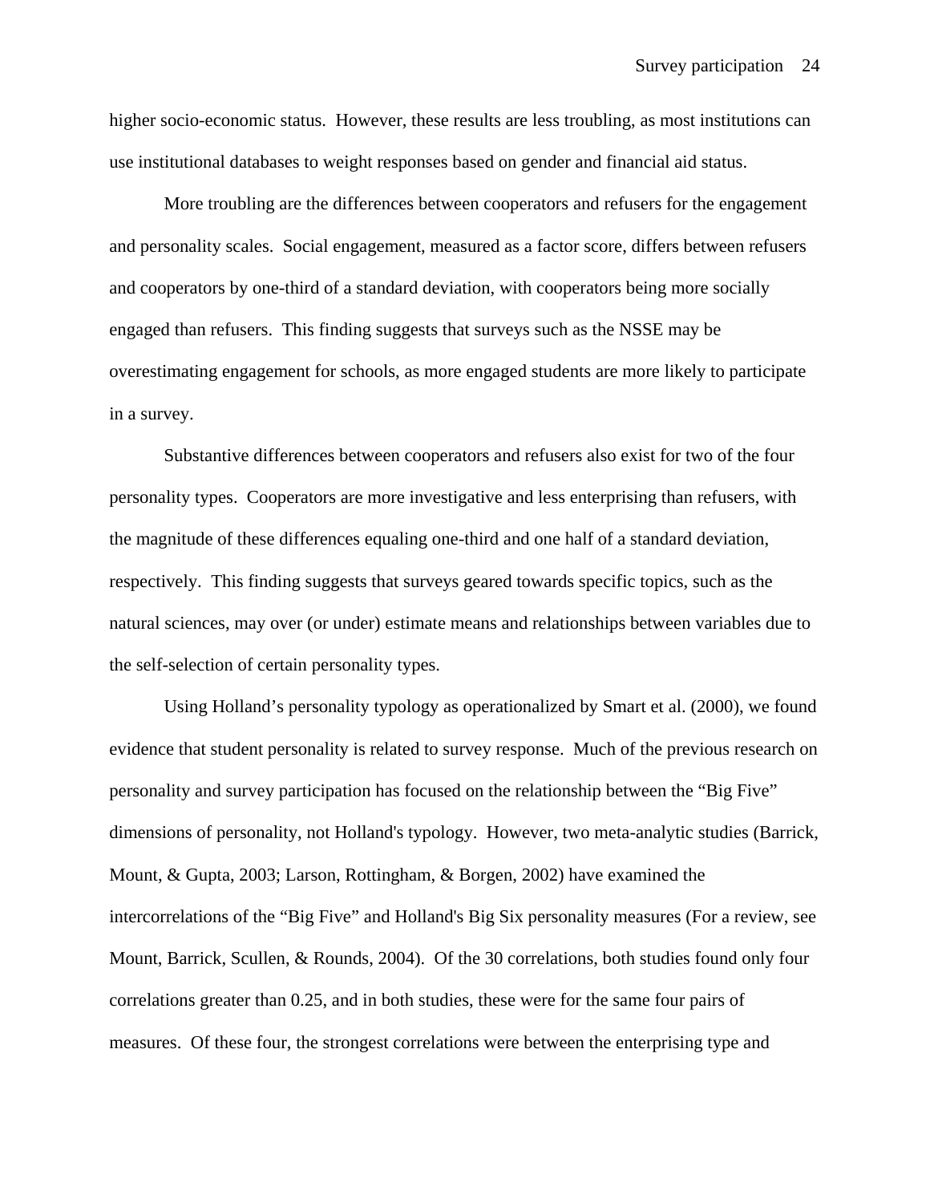higher socio-economic status. However, these results are less troubling, as most institutions can use institutional databases to weight responses based on gender and financial aid status.

More troubling are the differences between cooperators and refusers for the engagement and personality scales. Social engagement, measured as a factor score, differs between refusers and cooperators by one-third of a standard deviation, with cooperators being more socially engaged than refusers. This finding suggests that surveys such as the NSSE may be overestimating engagement for schools, as more engaged students are more likely to participate in a survey.

Substantive differences between cooperators and refusers also exist for two of the four personality types. Cooperators are more investigative and less enterprising than refusers, with the magnitude of these differences equaling one-third and one half of a standard deviation, respectively. This finding suggests that surveys geared towards specific topics, such as the natural sciences, may over (or under) estimate means and relationships between variables due to the self-selection of certain personality types.

Using Holland's personality typology as operationalized by Smart et al. (2000), we found evidence that student personality is related to survey response. Much of the previous research on personality and survey participation has focused on the relationship between the "Big Five" dimensions of personality, not Holland's typology. However, two meta-analytic studies (Barrick, Mount, & Gupta, 2003; Larson, Rottingham, & Borgen, 2002) have examined the intercorrelations of the "Big Five" and Holland's Big Six personality measures (For a review, see Mount, Barrick, Scullen, & Rounds, 2004). Of the 30 correlations, both studies found only four correlations greater than 0.25, and in both studies, these were for the same four pairs of measures. Of these four, the strongest correlations were between the enterprising type and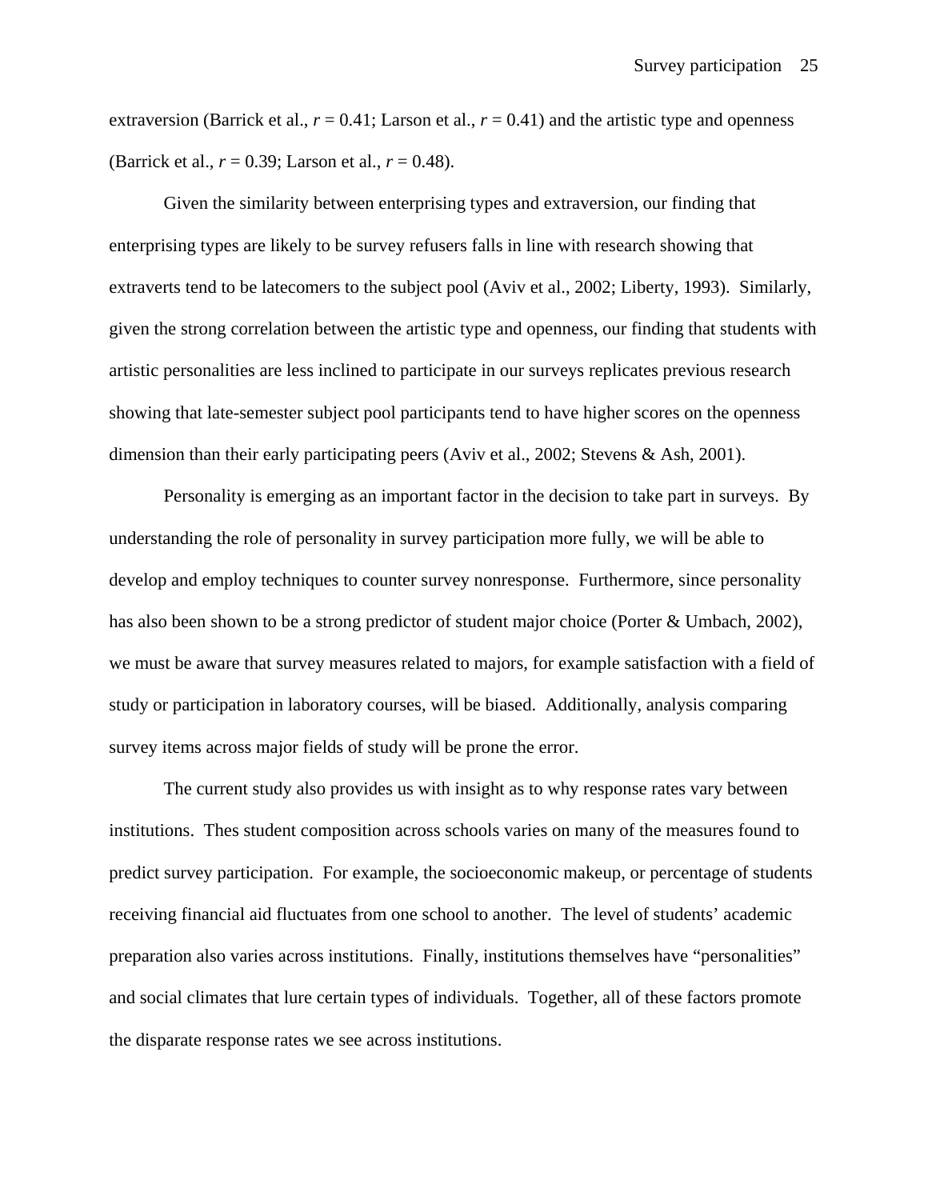extraversion (Barrick et al., $r = 0.41$; Larson et al., $r = 0.41$) and the artistic type and openness (Barrick et al., $r = 0.39$; Larson et al., $r = 0.48$).

Given the similarity between enterprising types and extraversion, our finding that enterprising types are likely to be survey refusers falls in line with research showing that extraverts tend to be latecomers to the subject pool (Aviv et al., 2002; Liberty, 1993). Similarly, given the strong correlation between the artistic type and openness, our finding that students with artistic personalities are less inclined to participate in our surveys replicates previous research showing that late-semester subject pool participants tend to have higher scores on the openness dimension than their early participating peers (Aviv et al., 2002; Stevens & Ash, 2001).

Personality is emerging as an important factor in the decision to take part in surveys. By understanding the role of personality in survey participation more fully, we will be able to develop and employ techniques to counter survey nonresponse. Furthermore, since personality has also been shown to be a strong predictor of student major choice (Porter & Umbach, 2002), we must be aware that survey measures related to majors, for example satisfaction with a field of study or participation in laboratory courses, will be biased. Additionally, analysis comparing survey items across major fields of study will be prone the error.

The current study also provides us with insight as to why response rates vary between institutions. Thes student composition across schools varies on many of the measures found to predict survey participation. For example, the socioeconomic makeup, or percentage of students receiving financial aid fluctuates from one school to another. The level of students' academic preparation also varies across institutions. Finally, institutions themselves have "personalities" and social climates that lure certain types of individuals. Together, all of these factors promote the disparate response rates we see across institutions.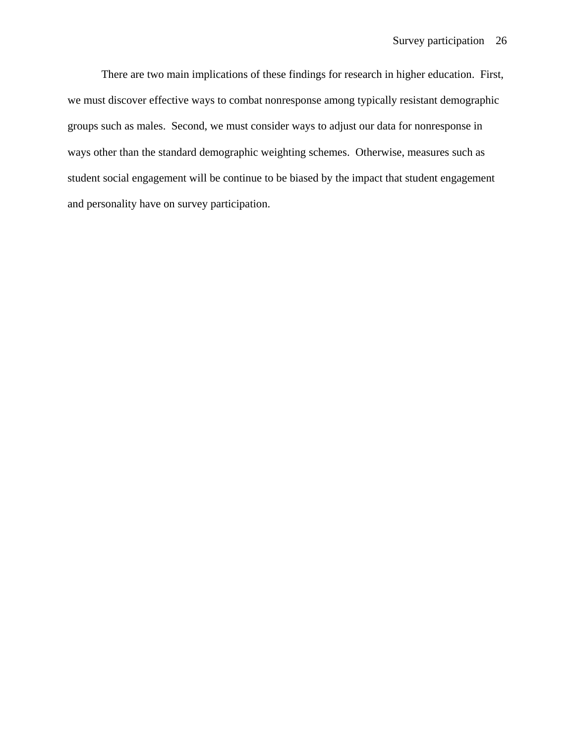There are two main implications of these findings for research in higher education. First, we must discover effective ways to combat nonresponse among typically resistant demographic groups such as males. Second, we must consider ways to adjust our data for nonresponse in ways other than the standard demographic weighting schemes. Otherwise, measures such as student social engagement will be continue to be biased by the impact that student engagement and personality have on survey participation.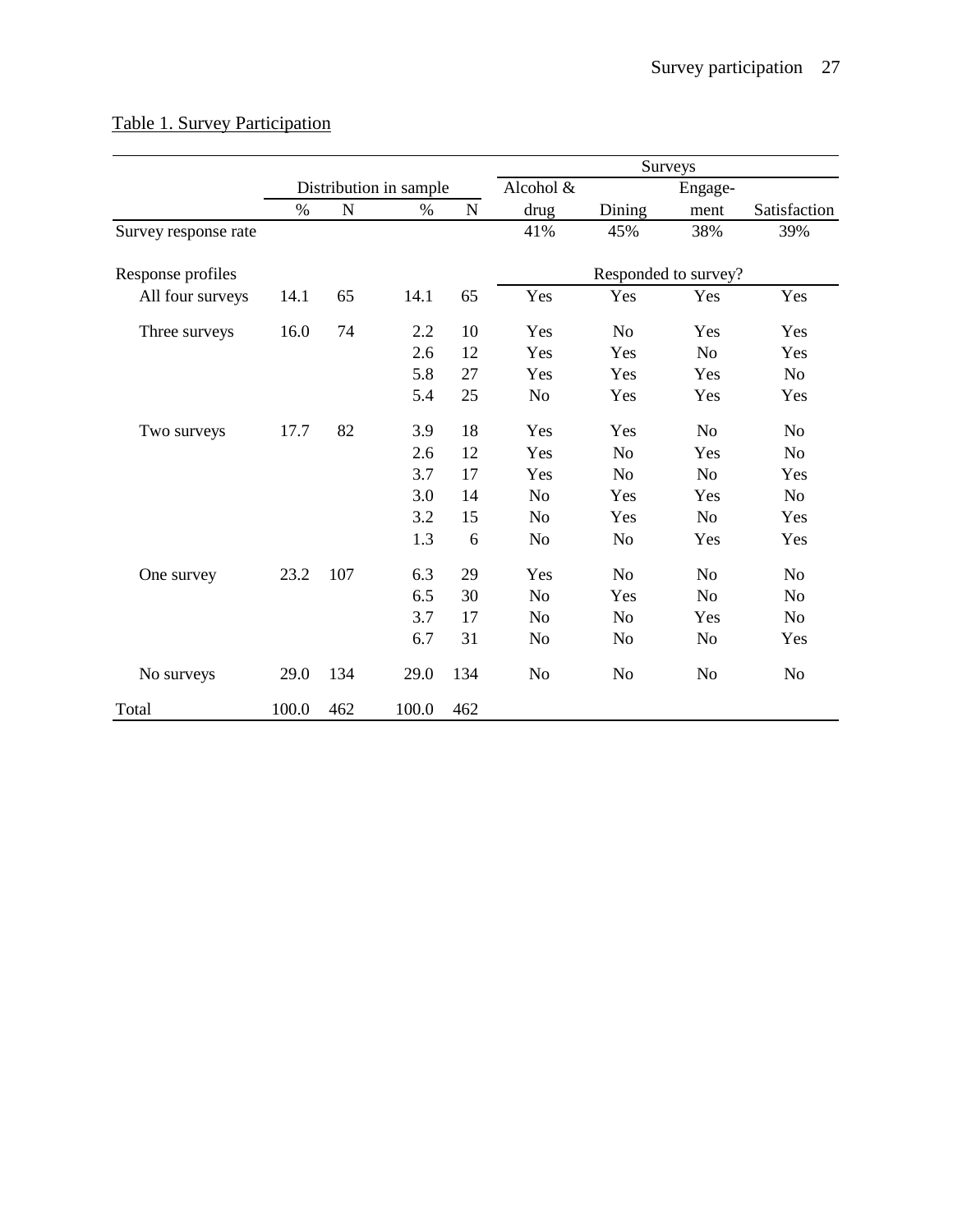Table 1. Survey Participation

| | Distribution in sample | | | | Surveys | | | |
|---|---|---|---|---|---|---|---|---|
| | % | N | % | N | Alcohol & drug | Dining | Engage-ment | Satisfaction |
| Survey response rate | | | | | 41% | 45% | 38% | 39% |
| Response profiles | | | | | Responded to survey? | | | |
| All four surveys | 14.1 | 65 | 14.1 | 65 | Yes | Yes | Yes | Yes |
| Three surveys | 16.0 | 74 | 2.2 | 10 | Yes | No | Yes | Yes |
| | | | 2.6 | 12 | Yes | Yes | No | Yes |
| | | | 5.8 | 27 | Yes | Yes | Yes | No |
| | | | 5.4 | 25 | No | Yes | Yes | Yes |
| Two surveys | 17.7 | 82 | 3.9 | 18 | Yes | Yes | No | No |
| | | | 2.6 | 12 | Yes | No | Yes | No |
| | | | 3.7 | 17 | Yes | No | No | Yes |
| | | | 3.0 | 14 | No | Yes | Yes | No |
| | | | 3.2 | 15 | No | Yes | No | Yes |
| | | | 1.3 | 6 | No | No | Yes | Yes |
| One survey | 23.2 | 107 | 6.3 | 29 | Yes | No | No | No |
| | | | 6.5 | 30 | No | Yes | No | No |
| | | | 3.7 | 17 | No | No | Yes | No |
| | | | 6.7 | 31 | No | No | No | Yes |
| No surveys | 29.0 | 134 | 29.0 | 134 | No | No | No | No |
| Total | 100.0 | 462 | 100.0 | 462 | | | | |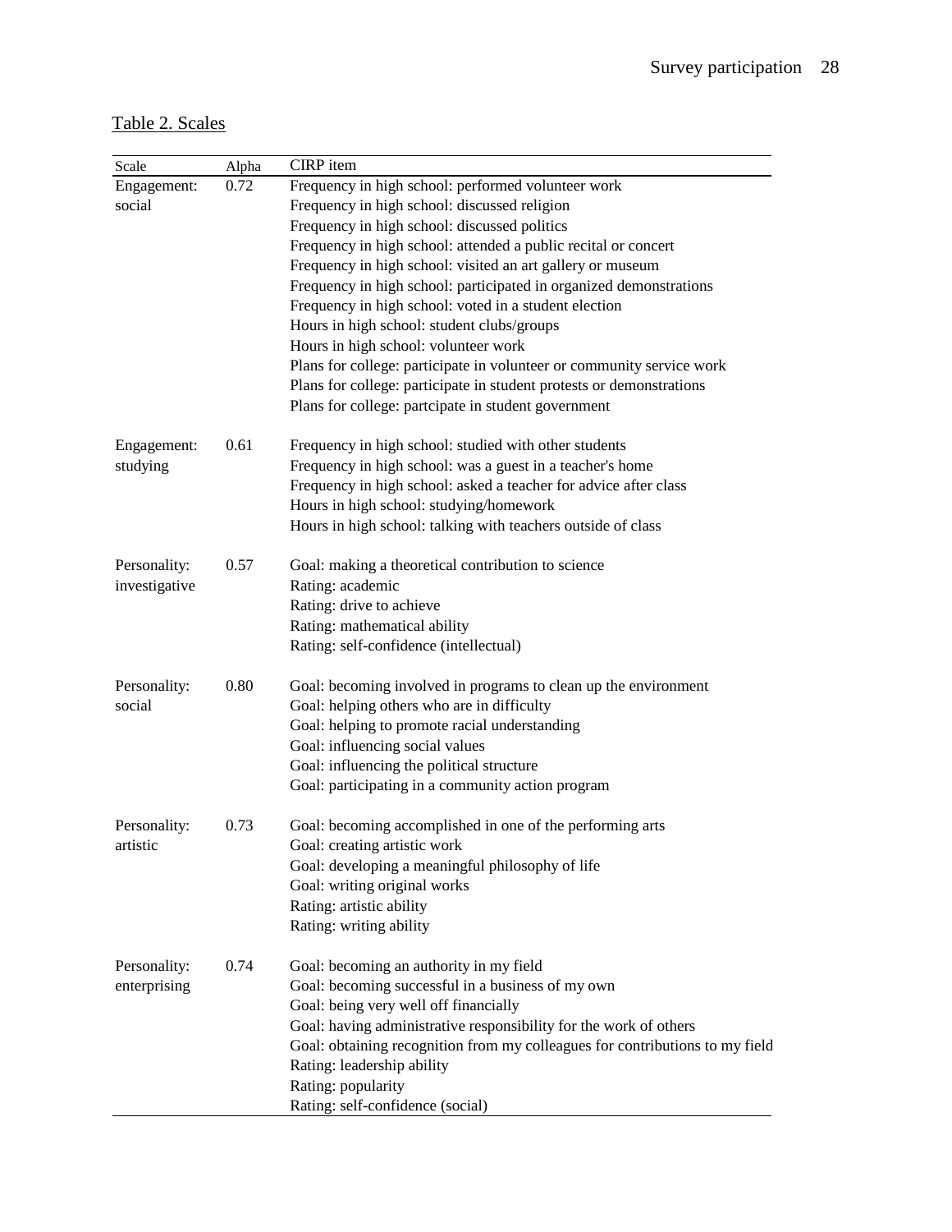Table 2. Scales

| Scale | Alpha | CIRP item |
|---|---|---|
| Engagement: social | 0.72 | Frequency in high school: performed volunteer work |
| | | Frequency in high school: discussed religion |
| | | Frequency in high school: discussed politics |
| | | Frequency in high school: attended a public recital or concert |
| | | Frequency in high school: visited an art gallery or museum |
| | | Frequency in high school: participated in organized demonstrations |
| | | Frequency in high school: voted in a student election |
| | | Hours in high school: student clubs/groups |
| | | Hours in high school: volunteer work |
| | | Plans for college: participate in volunteer or community service work |
| | | Plans for college: participate in student protests or demonstrations |
| | | Plans for college: partcipate in student government |
| Engagement: studying | 0.61 | Frequency in high school: studied with other students |
| | | Frequency in high school: was a guest in a teacher's home |
| | | Frequency in high school: asked a teacher for advice after class |
| | | Hours in high school: studying/homework |
| | | Hours in high school: talking with teachers outside of class |
| Personality: investigative | 0.57 | Goal: making a theoretical contribution to science |
| | | Rating: academic |
| | | Rating: drive to achieve |
| | | Rating: mathematical ability |
| | | Rating: self-confidence (intellectual) |
| Personality: social | 0.80 | Goal: becoming involved in programs to clean up the environment |
| | | Goal: helping others who are in difficulty |
| | | Goal: helping to promote racial understanding |
| | | Goal: influencing social values |
| | | Goal: influencing the political structure |
| | | Goal: participating in a community action program |
| Personality: artistic | 0.73 | Goal: becoming accomplished in one of the performing arts |
| | | Goal: creating artistic work |
| | | Goal: developing a meaningful philosophy of life |
| | | Goal: writing original works |
| | | Rating: artistic ability |
| | | Rating: writing ability |
| Personality: enterprising | 0.74 | Goal: becoming an authority in my field |
| | | Goal: becoming successful in a business of my own |
| | | Goal: being very well off financially |
| | | Goal: having administrative responsibility for the work of others |
| | | Goal: obtaining recognition from my colleagues for contributions to my field |
| | | Rating: leadership ability |
| | | Rating: popularity |
| | | Rating: self-confidence (social) |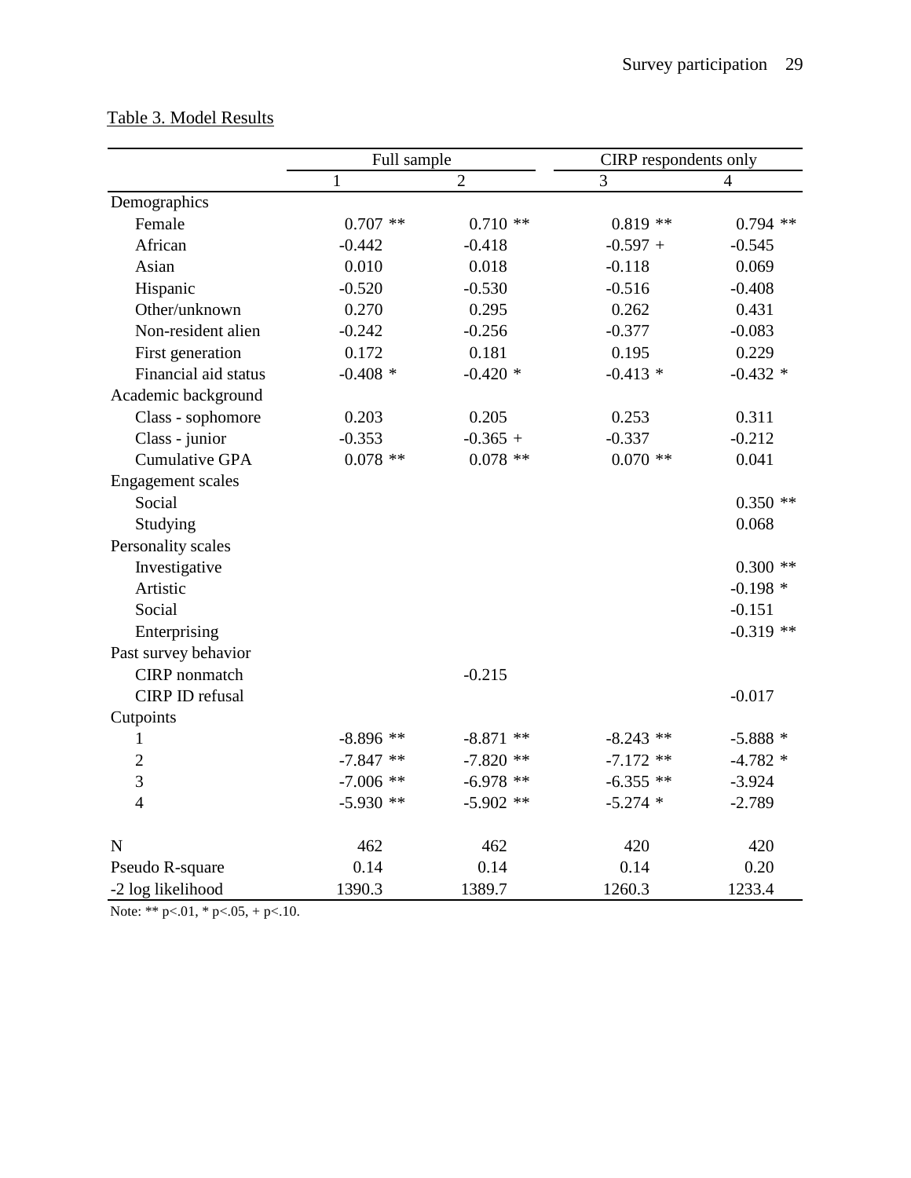Table 3. Model Results

| | Full sample | | CIRP respondents only | |
|---|---|---|---|---|
| | 1 | 2 | 3 | 4 |
| Demographics | | | | |
| Female | 0.707 ** | 0.710 ** | 0.819 ** | 0.794 ** |
| African | -0.442 | -0.418 | -0.597 + | -0.545 |
| Asian | 0.010 | 0.018 | -0.118 | 0.069 |
| Hispanic | -0.520 | -0.530 | -0.516 | -0.408 |
| Other/unknown | 0.270 | 0.295 | 0.262 | 0.431 |
| Non-resident alien | -0.242 | -0.256 | -0.377 | -0.083 |
| First generation | 0.172 | 0.181 | 0.195 | 0.229 |
| Financial aid status | -0.408 * | -0.420 * | -0.413 * | -0.432 * |
| Academic background | | | | |
| Class - sophomore | 0.203 | 0.205 | 0.253 | 0.311 |
| Class - junior | -0.353 | -0.365 + | -0.337 | -0.212 |
| Cumulative GPA | 0.078 ** | 0.078 ** | 0.070 ** | 0.041 |
| Engagement scales | | | | |
| Social | | | | 0.350 ** |
| Studying | | | | 0.068 |
| Personality scales | | | | |
| Investigative | | | | 0.300 ** |
| Artistic | | | | -0.198 * |
| Social | | | | -0.151 |
| Enterprising | | | | -0.319 ** |
| Past survey behavior | | | | |
| CIRP nonmatch | | -0.215 | | |
| CIRP ID refusal | | | | -0.017 |
| Cutpoints | | | | |
| 1 | -8.896 ** | -8.871 ** | -8.243 ** | -5.888 * |
| 2 | -7.847 ** | -7.820 ** | -7.172 ** | -4.782 * |
| 3 | -7.006 ** | -6.978 ** | -6.355 ** | -3.924 |
| 4 | -5.930 ** | -5.902 ** | -5.274 * | -2.789 |
| N | 462 | 462 | 420 | 420 |
| Pseudo R-square | 0.14 | 0.14 | 0.14 | 0.20 |
| -2 log likelihood | 1390.3 | 1389.7 | 1260.3 | 1233.4 |

Note: ** p<.01, * p<.05, + p<.10.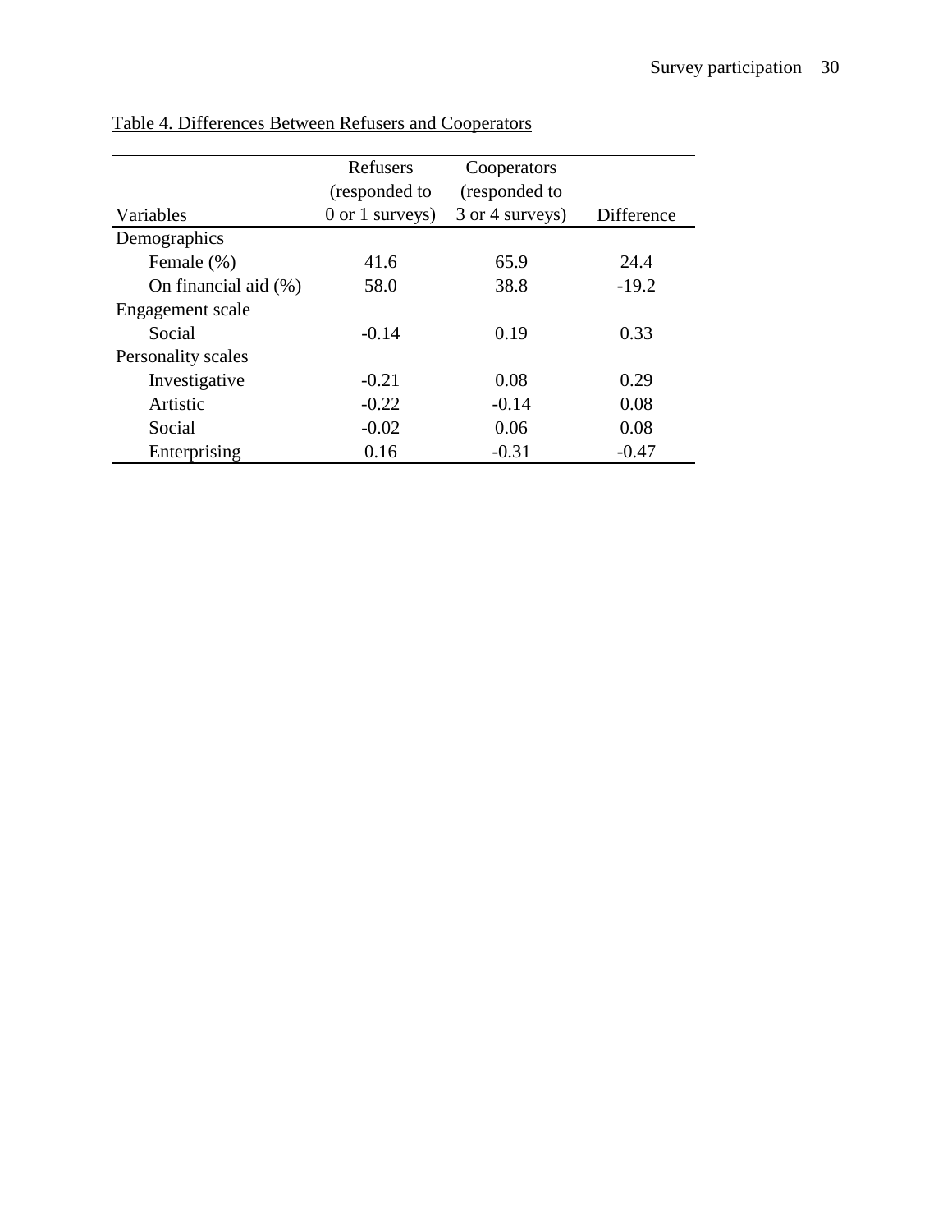Table 4. Differences Between Refusers and Cooperators

| Variables | Refusers (responded to 0 or 1 surveys) | Cooperators (responded to 3 or 4 surveys) | Difference |
|---|---|---|---|
| Demographics | | | |
| Female (%) | 41.6 | 65.9 | 24.4 |
| On financial aid (%) | 58.0 | 38.8 | -19.2 |
| Engagement scale | | | |
| Social | -0.14 | 0.19 | 0.33 |
| Personality scales | | | |
| Investigative | -0.21 | 0.08 | 0.29 |
| Artistic | -0.22 | -0.14 | 0.08 |
| Social | -0.02 | 0.06 | 0.08 |
| Enterprising | 0.16 | -0.31 | -0.47 |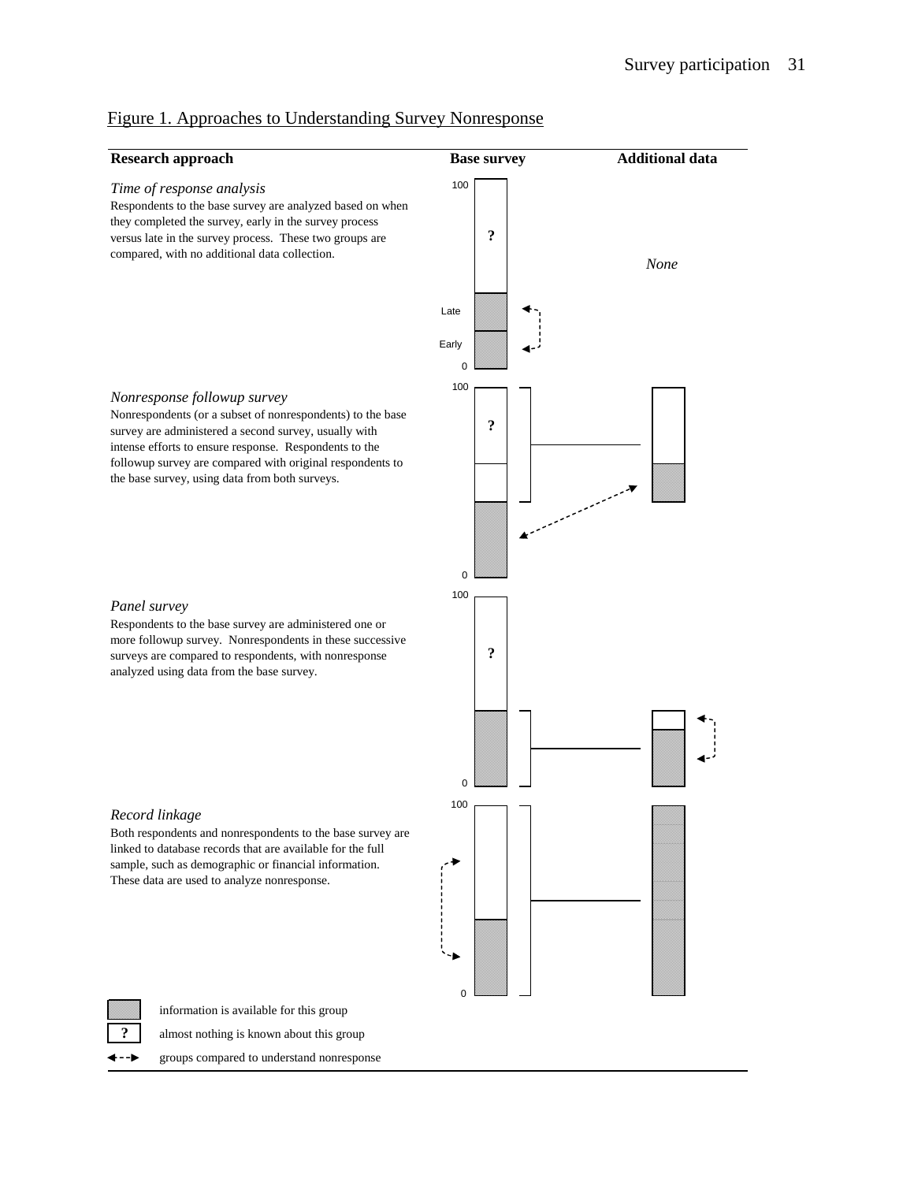Figure 1. Approaches to Understanding Survey Nonresponse

| Research approach | Base survey | Additional data |
|---|---|---|
| *Time of response analysis*<br>Respondents to the base survey are analyzed based on when they completed the survey, early in the survey process versus late in the survey process. These two groups are compared, with no additional data collection. | 100<br>?<br>Late<br>Early<br>0 | *None* |
| *Nonresponse followup survey*<br>Nonrespondents (or a subset of nonrespondents) to the base survey are administered a second survey, usually with intense efforts to ensure response. Respondents to the followup survey are compared with original respondents to the base survey, using data from both surveys. | 100<br>?<br>0 | |
| *Panel survey*<br>Respondents to the base survey are administered one or more followup survey. Nonrespondents in these successive surveys are compared to respondents, with nonresponse analyzed using data from the base survey. | 100<br>?<br>0 | |
| *Record linkage*<br>Both respondents and nonrespondents to the base survey are linked to database records that are available for the full sample, such as demographic or financial information. These data are used to analyze nonresponse. | 100<br>0 | |

Legend:
- (shaded) information is available for this group
- ? almost nothing is known about this group
- ◄--► groups compared to understand nonresponse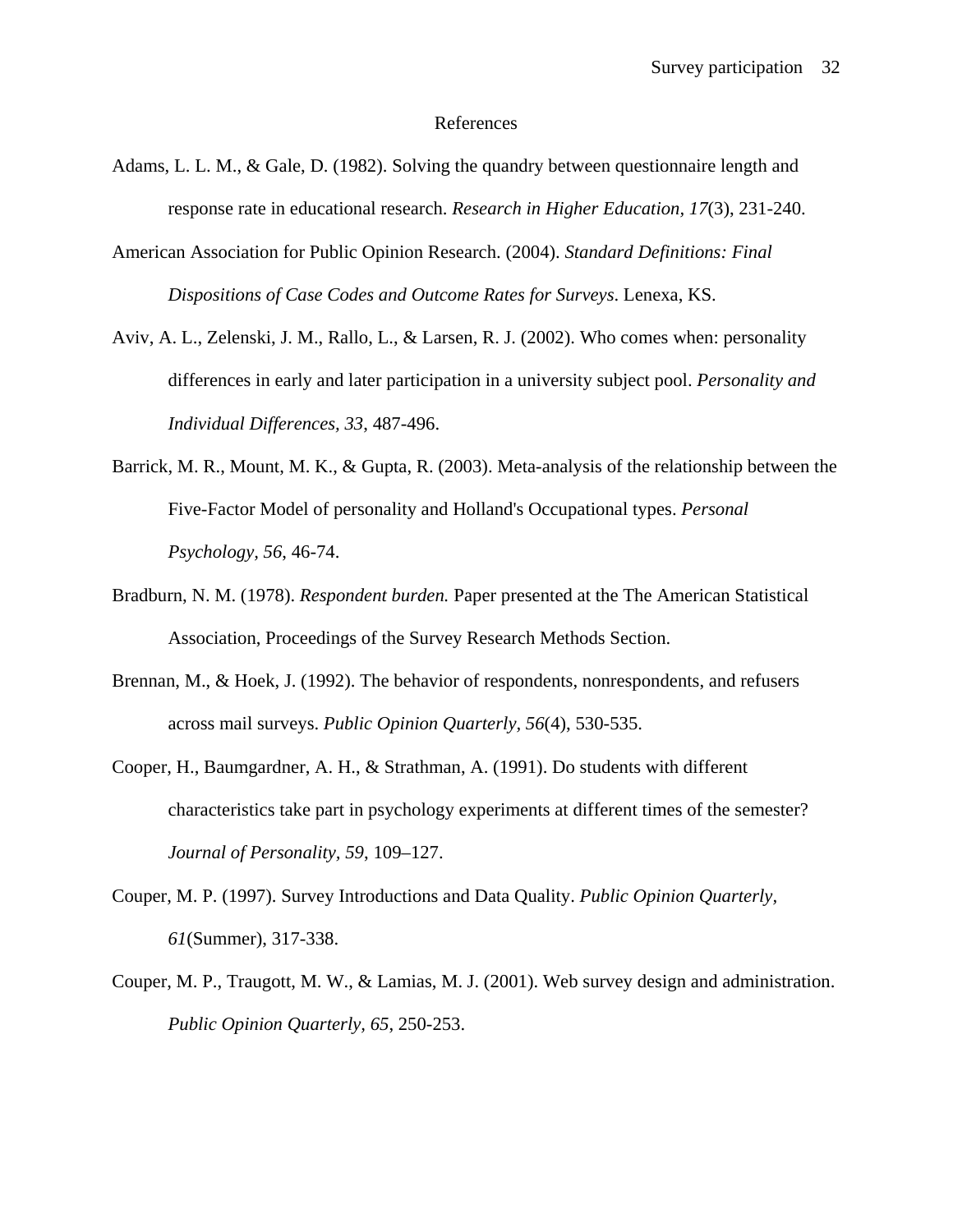# References

Adams, L. L. M., & Gale, D. (1982). Solving the quandry between questionnaire length and response rate in educational research. *Research in Higher Education*, *17*(3), 231-240.

American Association for Public Opinion Research. (2004). *Standard Definitions: Final Dispositions of Case Codes and Outcome Rates for Surveys*. Lenexa, KS.

Aviv, A. L., Zelenski, J. M., Rallo, L., & Larsen, R. J. (2002). Who comes when: personality differences in early and later participation in a university subject pool. *Personality and Individual Differences, 33*, 487-496.

Barrick, M. R., Mount, M. K., & Gupta, R. (2003). Meta-analysis of the relationship between the Five-Factor Model of personality and Holland's Occupational types. *Personal Psychology, 56*, 46-74.

Bradburn, N. M. (1978). *Respondent burden.* Paper presented at the The American Statistical Association, Proceedings of the Survey Research Methods Section.

Brennan, M., & Hoek, J. (1992). The behavior of respondents, nonrespondents, and refusers across mail surveys. *Public Opinion Quarterly*, *56*(4), 530-535.

Cooper, H., Baumgardner, A. H., & Strathman, A. (1991). Do students with different characteristics take part in psychology experiments at different times of the semester? *Journal of Personality*, *59*, 109–127.

Couper, M. P. (1997). Survey Introductions and Data Quality. *Public Opinion Quarterly, 61*(Summer), 317-338.

Couper, M. P., Traugott, M. W., & Lamias, M. J. (2001). Web survey design and administration. *Public Opinion Quarterly, 65*, 250-253.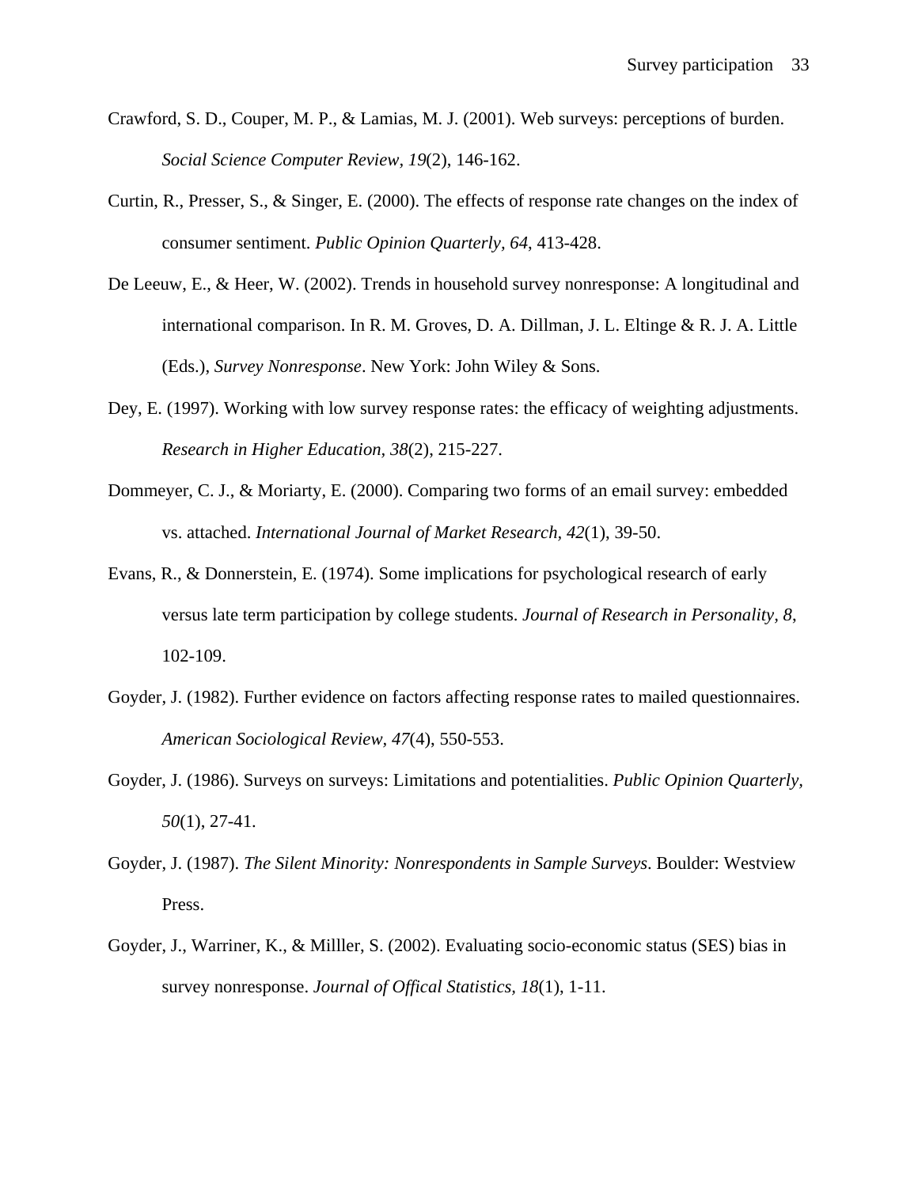Crawford, S. D., Couper, M. P., & Lamias, M. J. (2001). Web surveys: perceptions of burden. *Social Science Computer Review, 19*(2), 146-162.

Curtin, R., Presser, S., & Singer, E. (2000). The effects of response rate changes on the index of consumer sentiment. *Public Opinion Quarterly, 64*, 413-428.

De Leeuw, E., & Heer, W. (2002). Trends in household survey nonresponse: A longitudinal and international comparison. In R. M. Groves, D. A. Dillman, J. L. Eltinge & R. J. A. Little (Eds.), *Survey Nonresponse*. New York: John Wiley & Sons.

Dey, E. (1997). Working with low survey response rates: the efficacy of weighting adjustments. *Research in Higher Education, 38*(2), 215-227.

Dommeyer, C. J., & Moriarty, E. (2000). Comparing two forms of an email survey: embedded vs. attached. *International Journal of Market Research, 42*(1), 39-50.

Evans, R., & Donnerstein, E. (1974). Some implications for psychological research of early versus late term participation by college students. *Journal of Research in Personality, 8*, 102-109.

Goyder, J. (1982). Further evidence on factors affecting response rates to mailed questionnaires. *American Sociological Review, 47*(4), 550-553.

Goyder, J. (1986). Surveys on surveys: Limitations and potentialities. *Public Opinion Quarterly, 50*(1), 27-41.

Goyder, J. (1987). *The Silent Minority: Nonrespondents in Sample Surveys*. Boulder: Westview Press.

Goyder, J., Warriner, K., & Milller, S. (2002). Evaluating socio-economic status (SES) bias in survey nonresponse. *Journal of Offical Statistics, 18*(1), 1-11.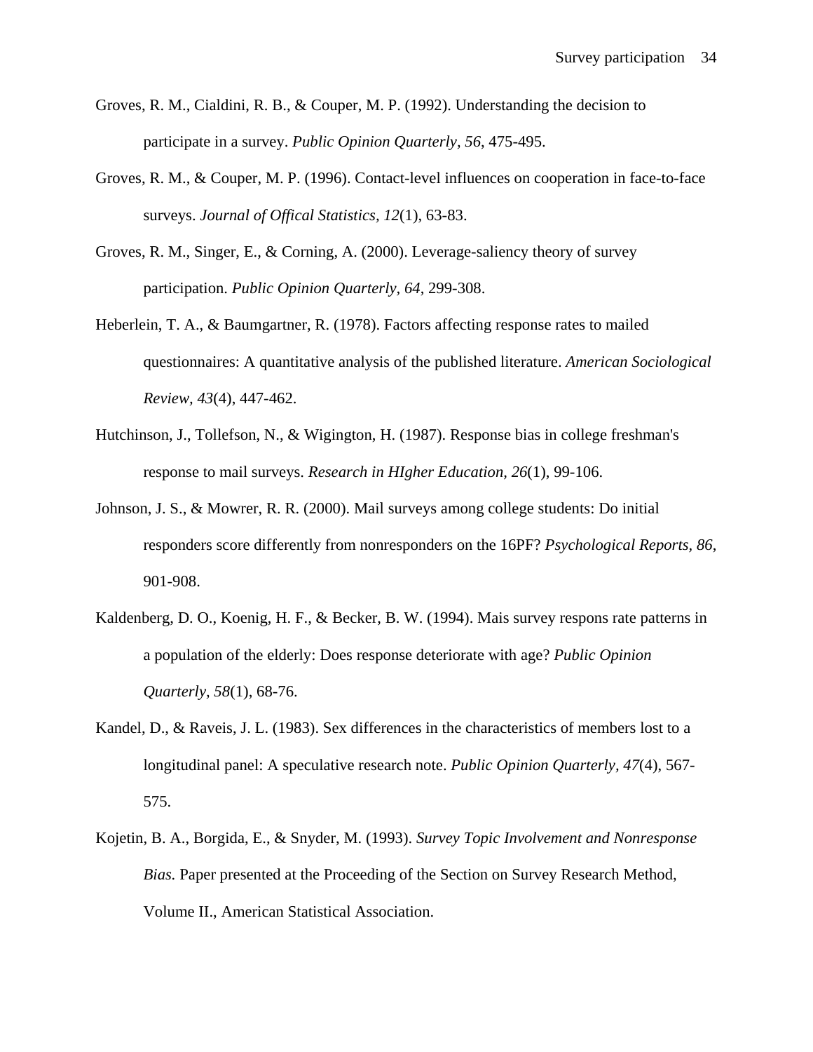Groves, R. M., Cialdini, R. B., & Couper, M. P. (1992). Understanding the decision to participate in a survey. *Public Opinion Quarterly, 56*, 475-495.

Groves, R. M., & Couper, M. P. (1996). Contact-level influences on cooperation in face-to-face surveys. *Journal of Offical Statistics, 12*(1), 63-83.

Groves, R. M., Singer, E., & Corning, A. (2000). Leverage-saliency theory of survey participation. *Public Opinion Quarterly, 64*, 299-308.

Heberlein, T. A., & Baumgartner, R. (1978). Factors affecting response rates to mailed questionnaires: A quantitative analysis of the published literature. *American Sociological Review, 43*(4), 447-462.

Hutchinson, J., Tollefson, N., & Wigington, H. (1987). Response bias in college freshman's response to mail surveys. *Research in HIgher Education, 26*(1), 99-106.

Johnson, J. S., & Mowrer, R. R. (2000). Mail surveys among college students: Do initial responders score differently from nonresponders on the 16PF? *Psychological Reports, 86*, 901-908.

Kaldenberg, D. O., Koenig, H. F., & Becker, B. W. (1994). Mais survey respons rate patterns in a population of the elderly: Does response deteriorate with age? *Public Opinion Quarterly, 58*(1), 68-76.

Kandel, D., & Raveis, J. L. (1983). Sex differences in the characteristics of members lost to a longitudinal panel: A speculative research note. *Public Opinion Quarterly, 47*(4), 567-575.

Kojetin, B. A., Borgida, E., & Snyder, M. (1993). *Survey Topic Involvement and Nonresponse Bias.* Paper presented at the Proceeding of the Section on Survey Research Method, Volume II., American Statistical Association.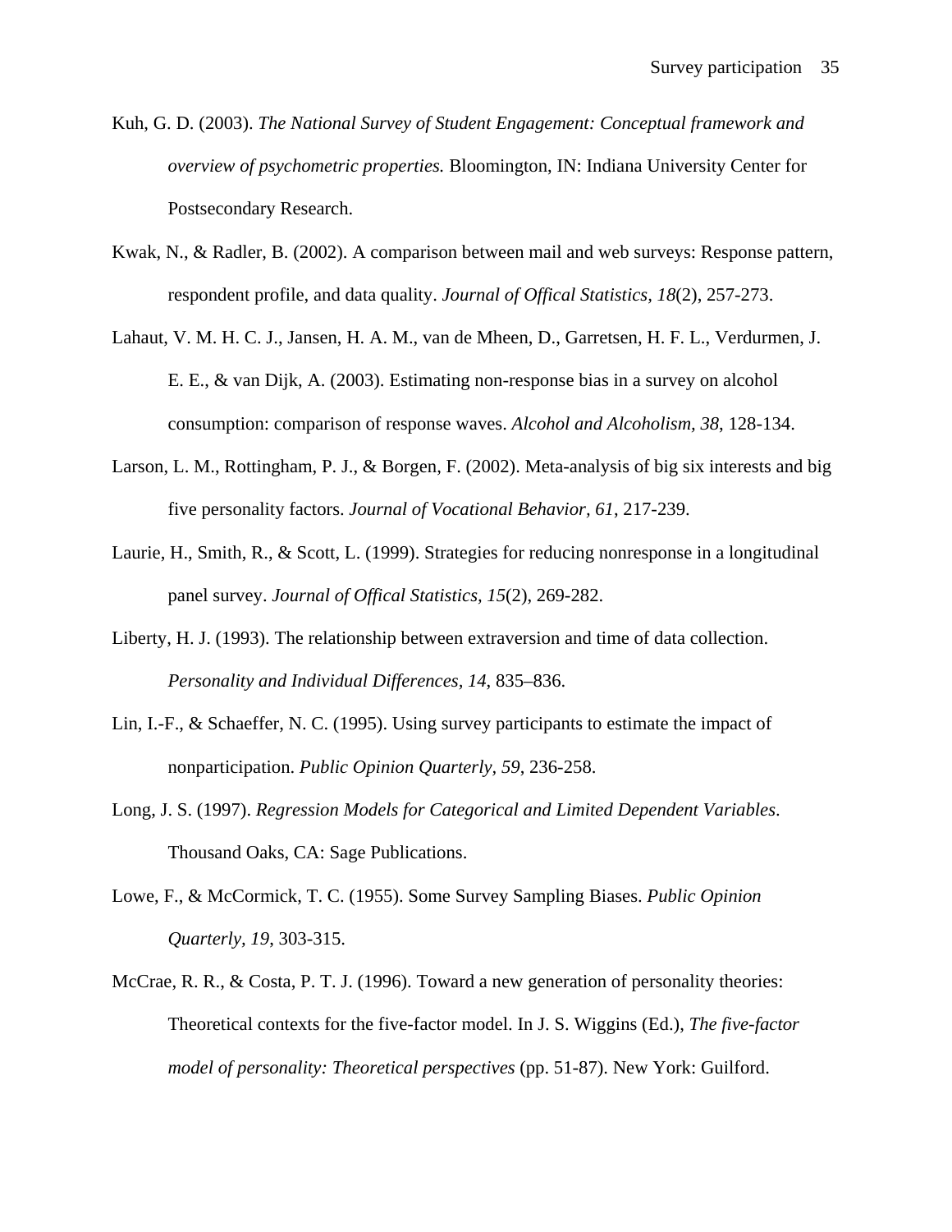Kuh, G. D. (2003). *The National Survey of Student Engagement: Conceptual framework and overview of psychometric properties.* Bloomington, IN: Indiana University Center for Postsecondary Research.

Kwak, N., & Radler, B. (2002). A comparison between mail and web surveys: Response pattern, respondent profile, and data quality. *Journal of Offical Statistics, 18*(2), 257-273.

Lahaut, V. M. H. C. J., Jansen, H. A. M., van de Mheen, D., Garretsen, H. F. L., Verdurmen, J. E. E., & van Dijk, A. (2003). Estimating non-response bias in a survey on alcohol consumption: comparison of response waves. *Alcohol and Alcoholism, 38*, 128-134.

Larson, L. M., Rottingham, P. J., & Borgen, F. (2002). Meta-analysis of big six interests and big five personality factors. *Journal of Vocational Behavior, 61*, 217-239.

Laurie, H., Smith, R., & Scott, L. (1999). Strategies for reducing nonresponse in a longitudinal panel survey. *Journal of Offical Statistics, 15*(2), 269-282.

Liberty, H. J. (1993). The relationship between extraversion and time of data collection. *Personality and Individual Differences, 14*, 835–836.

Lin, I.-F., & Schaeffer, N. C. (1995). Using survey participants to estimate the impact of nonparticipation. *Public Opinion Quarterly, 59*, 236-258.

Long, J. S. (1997). *Regression Models for Categorical and Limited Dependent Variables*. Thousand Oaks, CA: Sage Publications.

Lowe, F., & McCormick, T. C. (1955). Some Survey Sampling Biases. *Public Opinion Quarterly, 19*, 303-315.

McCrae, R. R., & Costa, P. T. J. (1996). Toward a new generation of personality theories: Theoretical contexts for the five-factor model. In J. S. Wiggins (Ed.), *The five-factor model of personality: Theoretical perspectives* (pp. 51-87). New York: Guilford.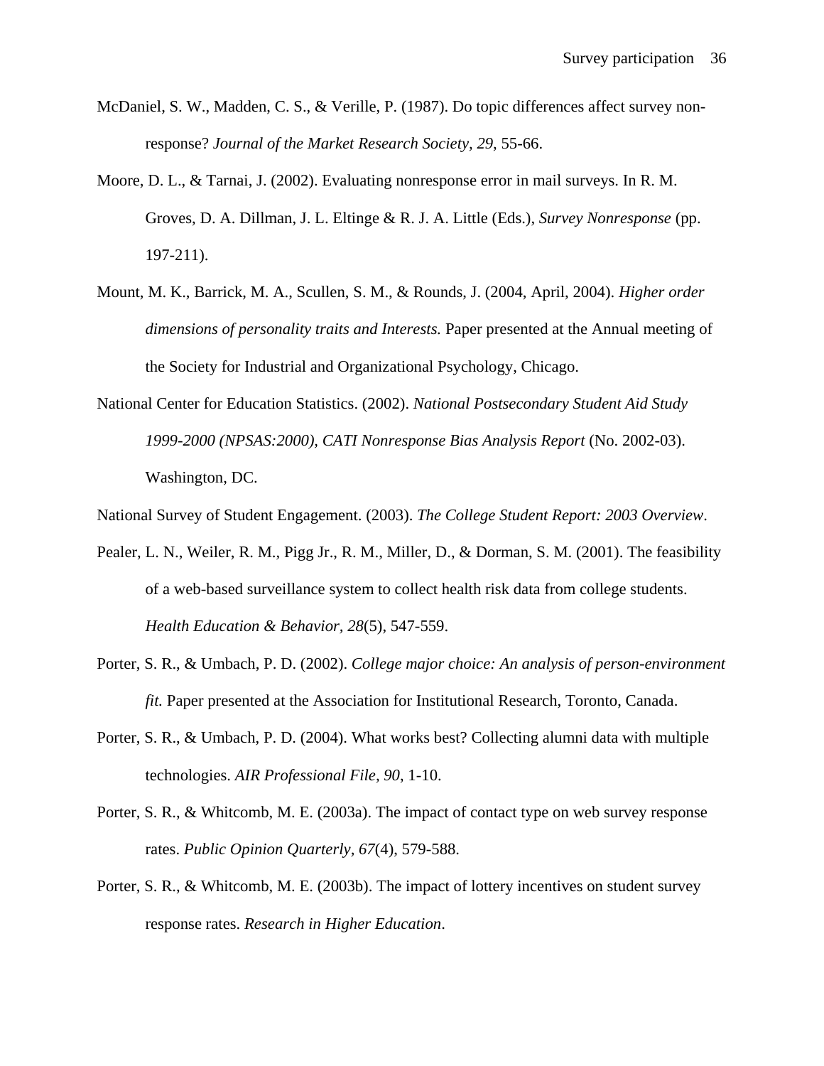McDaniel, S. W., Madden, C. S., & Verille, P. (1987). Do topic differences affect survey non-response? *Journal of the Market Research Society, 29*, 55-66.

Moore, D. L., & Tarnai, J. (2002). Evaluating nonresponse error in mail surveys. In R. M. Groves, D. A. Dillman, J. L. Eltinge & R. J. A. Little (Eds.), *Survey Nonresponse* (pp. 197-211).

Mount, M. K., Barrick, M. A., Scullen, S. M., & Rounds, J. (2004, April, 2004). *Higher order dimensions of personality traits and Interests.* Paper presented at the Annual meeting of the Society for Industrial and Organizational Psychology, Chicago.

National Center for Education Statistics. (2002). *National Postsecondary Student Aid Study 1999-2000 (NPSAS:2000), CATI Nonresponse Bias Analysis Report* (No. 2002-03). Washington, DC.

National Survey of Student Engagement. (2003). *The College Student Report: 2003 Overview*.

Pealer, L. N., Weiler, R. M., Pigg Jr., R. M., Miller, D., & Dorman, S. M. (2001). The feasibility of a web-based surveillance system to collect health risk data from college students. *Health Education & Behavior, 28*(5), 547-559.

Porter, S. R., & Umbach, P. D. (2002). *College major choice: An analysis of person-environment fit.* Paper presented at the Association for Institutional Research, Toronto, Canada.

Porter, S. R., & Umbach, P. D. (2004). What works best? Collecting alumni data with multiple technologies. *AIR Professional File, 90*, 1-10.

Porter, S. R., & Whitcomb, M. E. (2003a). The impact of contact type on web survey response rates. *Public Opinion Quarterly, 67*(4), 579-588.

Porter, S. R., & Whitcomb, M. E. (2003b). The impact of lottery incentives on student survey response rates. *Research in Higher Education*.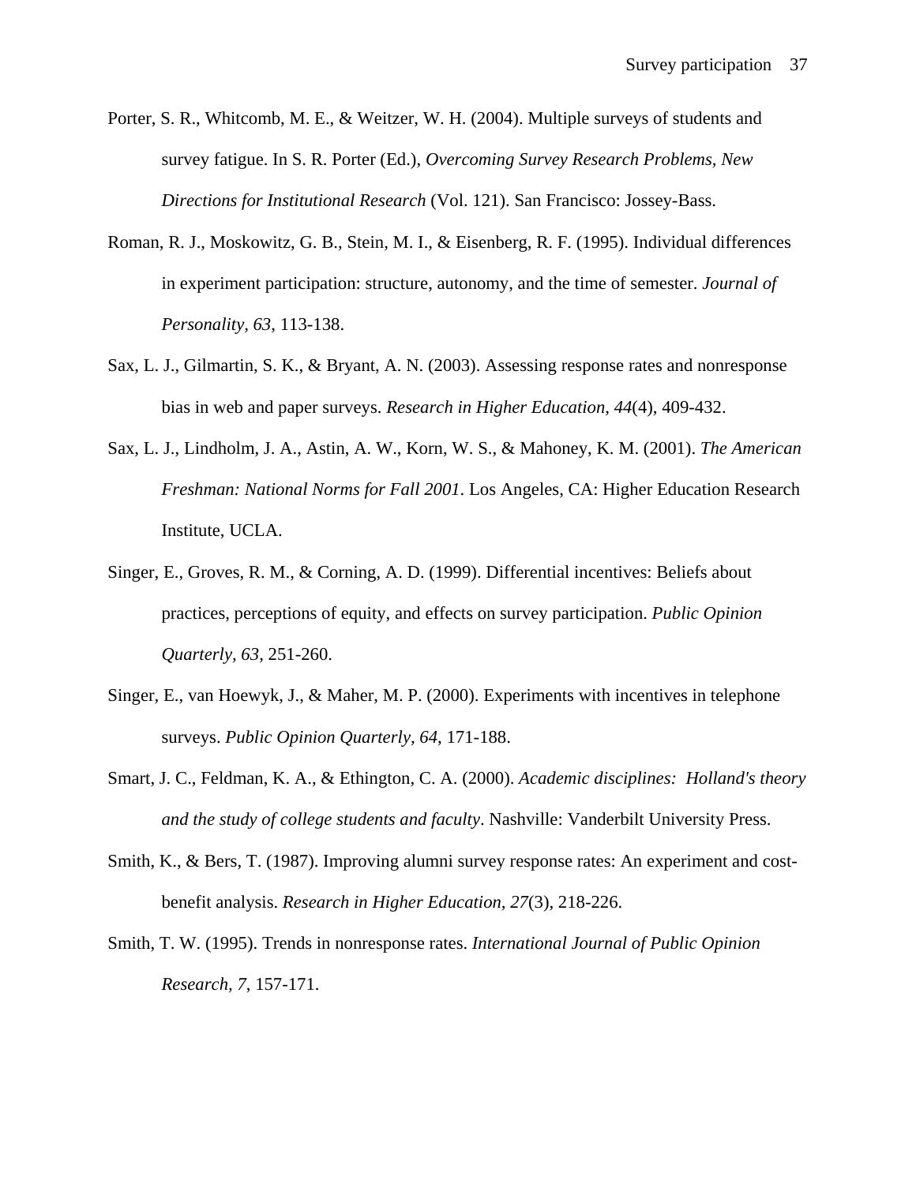Porter, S. R., Whitcomb, M. E., & Weitzer, W. H. (2004). Multiple surveys of students and survey fatigue. In S. R. Porter (Ed.), *Overcoming Survey Research Problems, New Directions for Institutional Research* (Vol. 121). San Francisco: Jossey-Bass.

Roman, R. J., Moskowitz, G. B., Stein, M. I., & Eisenberg, R. F. (1995). Individual differences in experiment participation: structure, autonomy, and the time of semester. *Journal of Personality, 63*, 113-138.

Sax, L. J., Gilmartin, S. K., & Bryant, A. N. (2003). Assessing response rates and nonresponse bias in web and paper surveys. *Research in Higher Education, 44*(4), 409-432.

Sax, L. J., Lindholm, J. A., Astin, A. W., Korn, W. S., & Mahoney, K. M. (2001). *The American Freshman: National Norms for Fall 2001*. Los Angeles, CA: Higher Education Research Institute, UCLA.

Singer, E., Groves, R. M., & Corning, A. D. (1999). Differential incentives: Beliefs about practices, perceptions of equity, and effects on survey participation. *Public Opinion Quarterly, 63*, 251-260.

Singer, E., van Hoewyk, J., & Maher, M. P. (2000). Experiments with incentives in telephone surveys. *Public Opinion Quarterly, 64*, 171-188.

Smart, J. C., Feldman, K. A., & Ethington, C. A. (2000). *Academic disciplines: Holland's theory and the study of college students and faculty*. Nashville: Vanderbilt University Press.

Smith, K., & Bers, T. (1987). Improving alumni survey response rates: An experiment and cost-benefit analysis. *Research in Higher Education, 27*(3), 218-226.

Smith, T. W. (1995). Trends in nonresponse rates. *International Journal of Public Opinion Research, 7*, 157-171.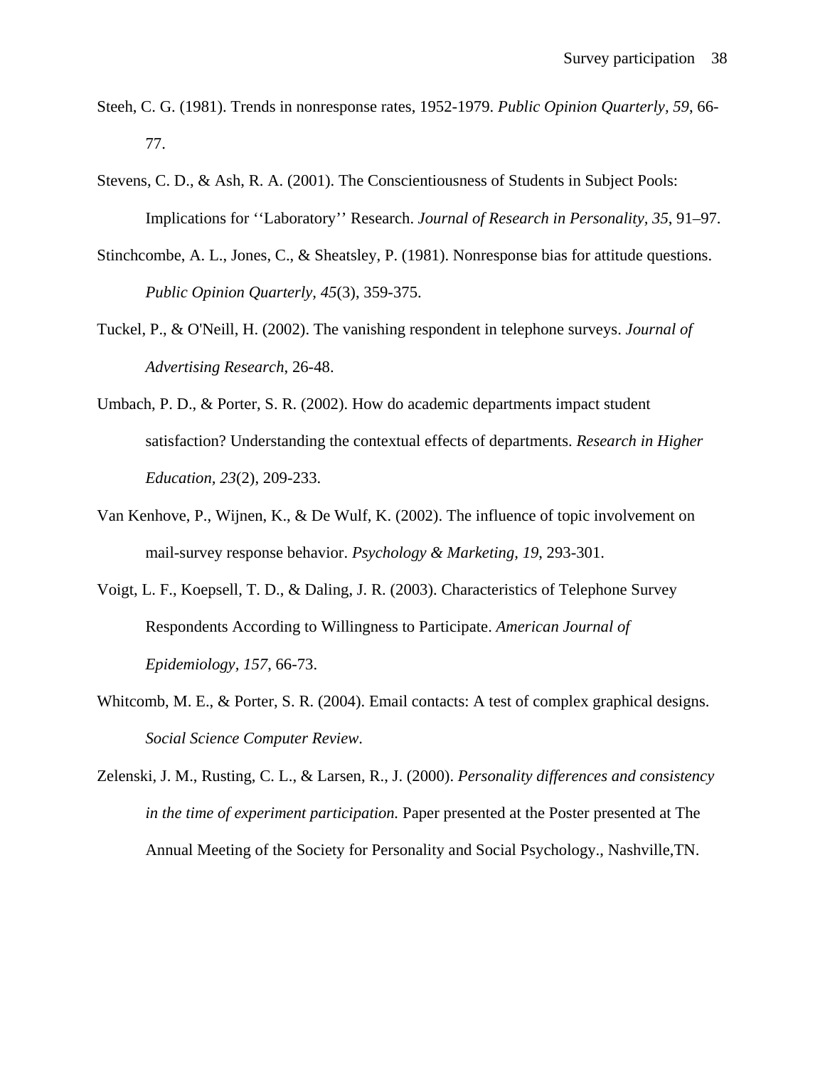Steeh, C. G. (1981). Trends in nonresponse rates, 1952-1979. *Public Opinion Quarterly, 59*, 66-77.

Stevens, C. D., & Ash, R. A. (2001). The Conscientiousness of Students in Subject Pools: Implications for ‘‘Laboratory’’ Research. *Journal of Research in Personality, 35*, 91–97.

Stinchcombe, A. L., Jones, C., & Sheatsley, P. (1981). Nonresponse bias for attitude questions. *Public Opinion Quarterly, 45*(3), 359-375.

Tuckel, P., & O'Neill, H. (2002). The vanishing respondent in telephone surveys. *Journal of Advertising Research*, 26-48.

Umbach, P. D., & Porter, S. R. (2002). How do academic departments impact student satisfaction? Understanding the contextual effects of departments. *Research in Higher Education, 23*(2), 209-233.

Van Kenhove, P., Wijnen, K., & De Wulf, K. (2002). The influence of topic involvement on mail-survey response behavior. *Psychology & Marketing, 19*, 293-301.

Voigt, L. F., Koepsell, T. D., & Daling, J. R. (2003). Characteristics of Telephone Survey Respondents According to Willingness to Participate. *American Journal of Epidemiology, 157*, 66-73.

Whitcomb, M. E., & Porter, S. R. (2004). Email contacts: A test of complex graphical designs. *Social Science Computer Review*.

Zelenski, J. M., Rusting, C. L., & Larsen, R., J. (2000). *Personality differences and consistency in the time of experiment participation.* Paper presented at the Poster presented at The Annual Meeting of the Society for Personality and Social Psychology., Nashville,TN.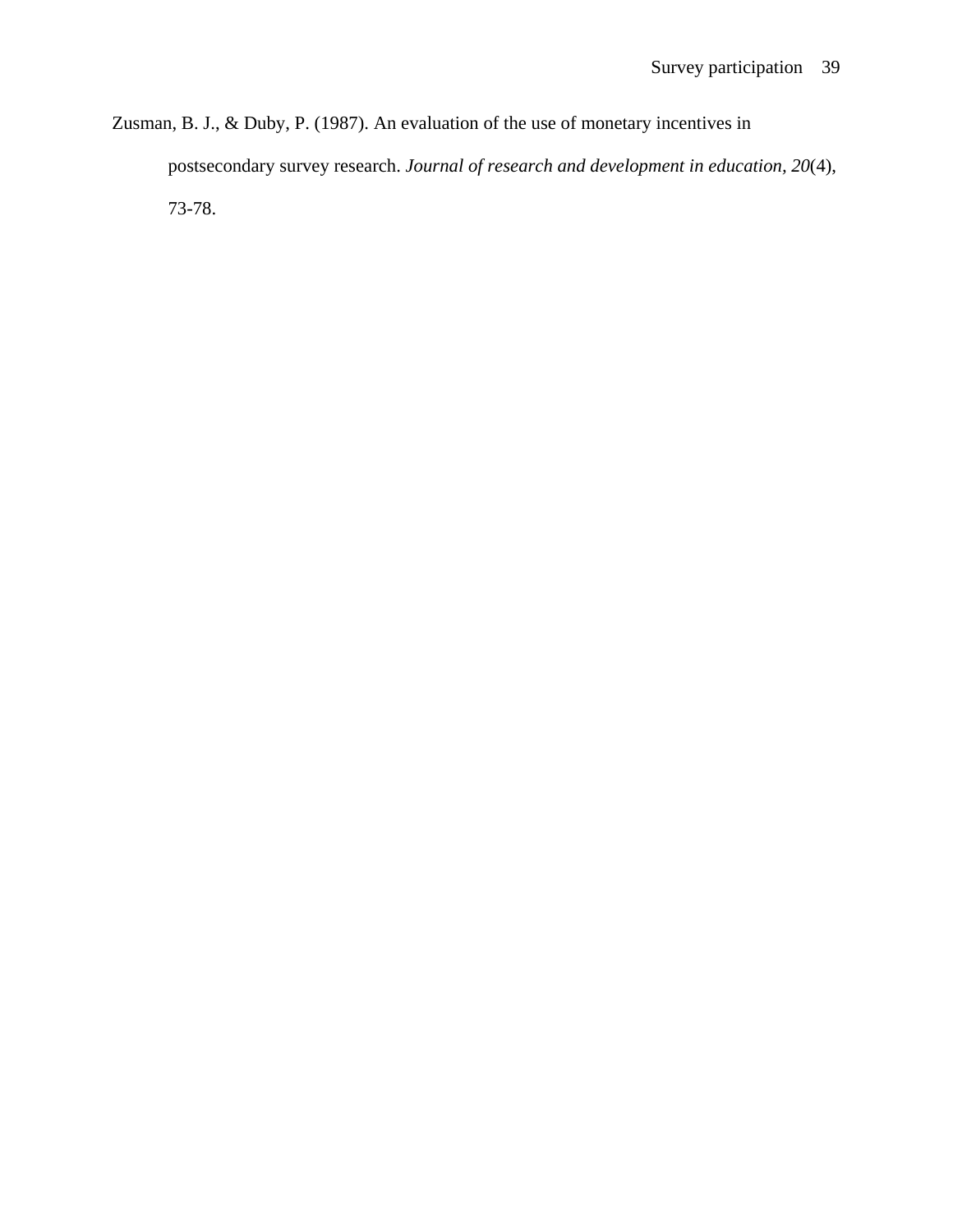Zusman, B. J., & Duby, P. (1987). An evaluation of the use of monetary incentives in postsecondary survey research. *Journal of research and development in education*, *20*(4), 73-78.